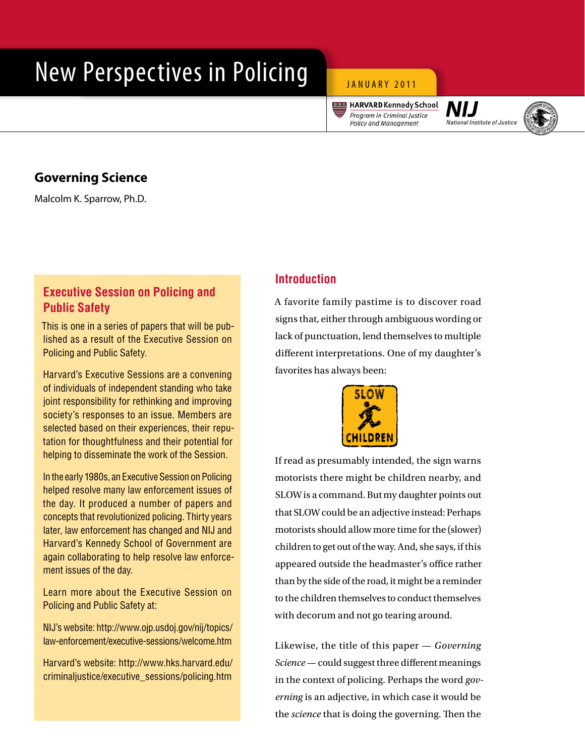# New Perspectives in Policing

JANUARY 2011

HARVARD Kennedy School
*Program in Criminal Justice Policy and Management*

NIJ
*National Institute of Justice*

## Governing Science

Malcolm K. Sparrow, Ph.D.

### Executive Session on Policing and Public Safety

This is one in a series of papers that will be published as a result of the Executive Session on Policing and Public Safety.

Harvard's Executive Sessions are a convening of individuals of independent standing who take joint responsibility for rethinking and improving society's responses to an issue. Members are selected based on their experiences, their reputation for thoughtfulness and their potential for helping to disseminate the work of the Session.

In the early 1980s, an Executive Session on Policing helped resolve many law enforcement issues of the day. It produced a number of papers and concepts that revolutionized policing. Thirty years later, law enforcement has changed and NIJ and Harvard's Kennedy School of Government are again collaborating to help resolve law enforcement issues of the day.

Learn more about the Executive Session on Policing and Public Safety at:

NIJ's website: http://www.ojp.usdoj.gov/nij/topics/law-enforcement/executive-sessions/welcome.htm

Harvard's website: http://www.hks.harvard.edu/criminaljustice/executive_sessions/policing.htm

### Introduction

A favorite family pastime is to discover road signs that, either through ambiguous wording or lack of punctuation, lend themselves to multiple different interpretations. One of my daughter's favorites has always been:

SLOW
CHILDREN

If read as presumably intended, the sign warns motorists there might be children nearby, and SLOW is a command. But my daughter points out that SLOW could be an adjective instead: Perhaps motorists should allow more time for the (slower) children to get out of the way. And, she says, if this appeared outside the headmaster's office rather than by the side of the road, it might be a reminder to the children themselves to conduct themselves with decorum and not go tearing around.

Likewise, the title of this paper — *Governing Science* — could suggest three different meanings in the context of policing. Perhaps the word *governing* is an adjective, in which case it would be the *science* that is doing the governing. Then the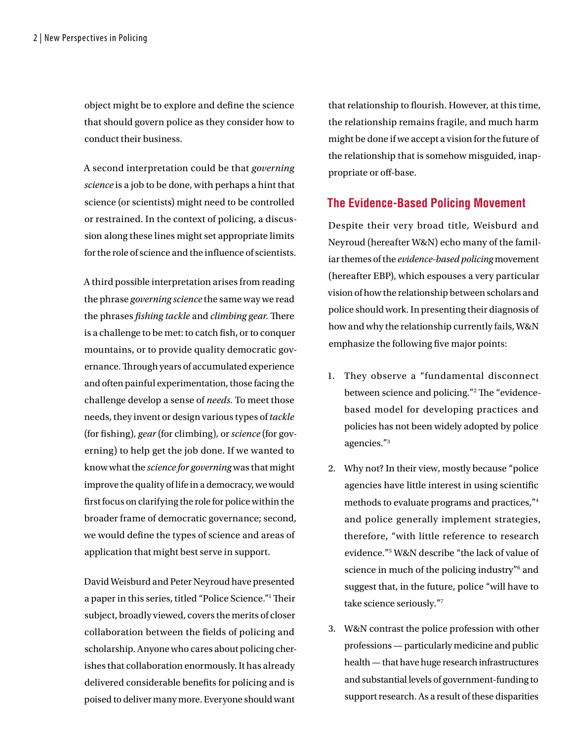object might be to explore and define the science that should govern police as they consider how to conduct their business.

A second interpretation could be that *governing science* is a job to be done, with perhaps a hint that science (or scientists) might need to be controlled or restrained. In the context of policing, a discussion along these lines might set appropriate limits for the role of science and the influence of scientists.

A third possible interpretation arises from reading the phrase *governing science* the same way we read the phrases *fishing tackle* and *climbing gear.* There is a challenge to be met: to catch fish, or to conquer mountains, or to provide quality democratic governance. Through years of accumulated experience and often painful experimentation, those facing the challenge develop a sense of *needs.* To meet those needs, they invent or design various types of *tackle* (for fishing), *gear* (for climbing), or *science* (for governing) to help get the job done. If we wanted to know what the *science for governing* was that might improve the quality of life in a democracy, we would first focus on clarifying the role for police within the broader frame of democratic governance; second, we would define the types of science and areas of application that might best serve in support.

David Weisburd and Peter Neyroud have presented a paper in this series, titled "Police Science."[1] Their subject, broadly viewed, covers the merits of closer collaboration between the fields of policing and scholarship. Anyone who cares about policing cherishes that collaboration enormously. It has already delivered considerable benefits for policing and is poised to deliver many more. Everyone should want that relationship to flourish. However, at this time, the relationship remains fragile, and much harm might be done if we accept a vision for the future of the relationship that is somehow misguided, inappropriate or off-base.

## The Evidence-Based Policing Movement

Despite their very broad title, Weisburd and Neyroud (hereafter W&N) echo many of the familiar themes of the *evidence-based policing* movement (hereafter EBP), which espouses a very particular vision of how the relationship between scholars and police should work. In presenting their diagnosis of how and why the relationship currently fails, W&N emphasize the following five major points:

1. They observe a "fundamental disconnect between science and policing."[2] The "evidence-based model for developing practices and policies has not been widely adopted by police agencies."[3]

2. Why not? In their view, mostly because "police agencies have little interest in using scientific methods to evaluate programs and practices,"[4] and police generally implement strategies, therefore, "with little reference to research evidence."[5] W&N describe "the lack of value of science in much of the policing industry"[6] and suggest that, in the future, police "will have to take science seriously."[7]

3. W&N contrast the police profession with other professions — particularly medicine and public health — that have huge research infrastructures and substantial levels of government-funding to support research. As a result of these disparities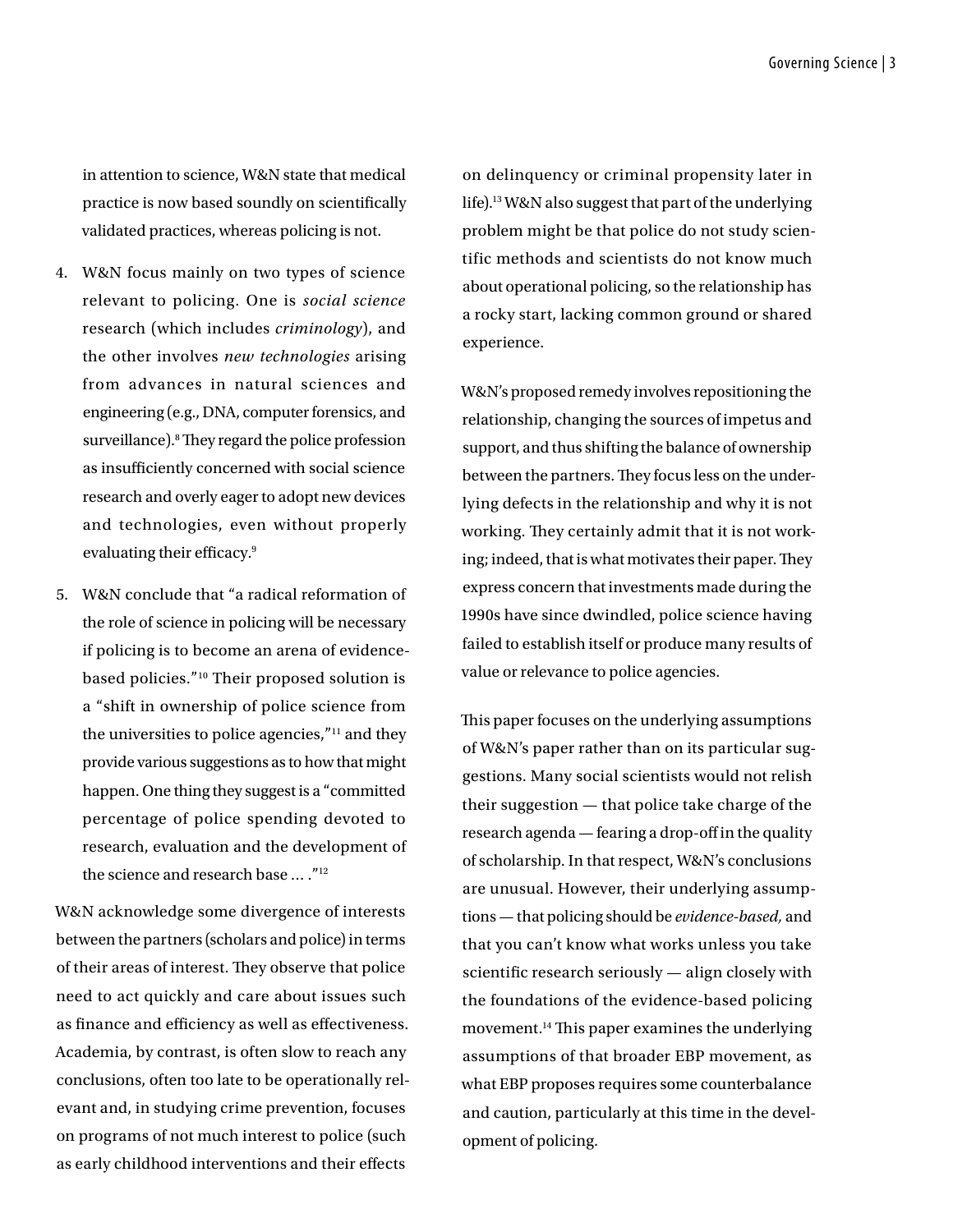in attention to science, W&N state that medical practice is now based soundly on scientifically validated practices, whereas policing is not.

4. W&N focus mainly on two types of science relevant to policing. One is *social science* research (which includes *criminology*), and the other involves *new technologies* arising from advances in natural sciences and engineering (e.g., DNA, computer forensics, and surveillance).[8] They regard the police profession as insufficiently concerned with social science research and overly eager to adopt new devices and technologies, even without properly evaluating their efficacy.[9]

5. W&N conclude that "a radical reformation of the role of science in policing will be necessary if policing is to become an arena of evidence-based policies."[10] Their proposed solution is a "shift in ownership of police science from the universities to police agencies,"[11] and they provide various suggestions as to how that might happen. One thing they suggest is a "committed percentage of police spending devoted to research, evaluation and the development of the science and research base ... ."[12]

W&N acknowledge some divergence of interests between the partners (scholars and police) in terms of their areas of interest. They observe that police need to act quickly and care about issues such as finance and efficiency as well as effectiveness. Academia, by contrast, is often slow to reach any conclusions, often too late to be operationally relevant and, in studying crime prevention, focuses on programs of not much interest to police (such as early childhood interventions and their effects on delinquency or criminal propensity later in life).[13] W&N also suggest that part of the underlying problem might be that police do not study scientific methods and scientists do not know much about operational policing, so the relationship has a rocky start, lacking common ground or shared experience.

W&N's proposed remedy involves repositioning the relationship, changing the sources of impetus and support, and thus shifting the balance of ownership between the partners. They focus less on the underlying defects in the relationship and why it is not working. They certainly admit that it is not working; indeed, that is what motivates their paper. They express concern that investments made during the 1990s have since dwindled, police science having failed to establish itself or produce many results of value or relevance to police agencies.

This paper focuses on the underlying assumptions of W&N's paper rather than on its particular suggestions. Many social scientists would not relish their suggestion — that police take charge of the research agenda — fearing a drop-off in the quality of scholarship. In that respect, W&N's conclusions are unusual. However, their underlying assumptions — that policing should be *evidence-based,* and that you can't know what works unless you take scientific research seriously — align closely with the foundations of the evidence-based policing movement.[14] This paper examines the underlying assumptions of that broader EBP movement, as what EBP proposes requires some counterbalance and caution, particularly at this time in the development of policing.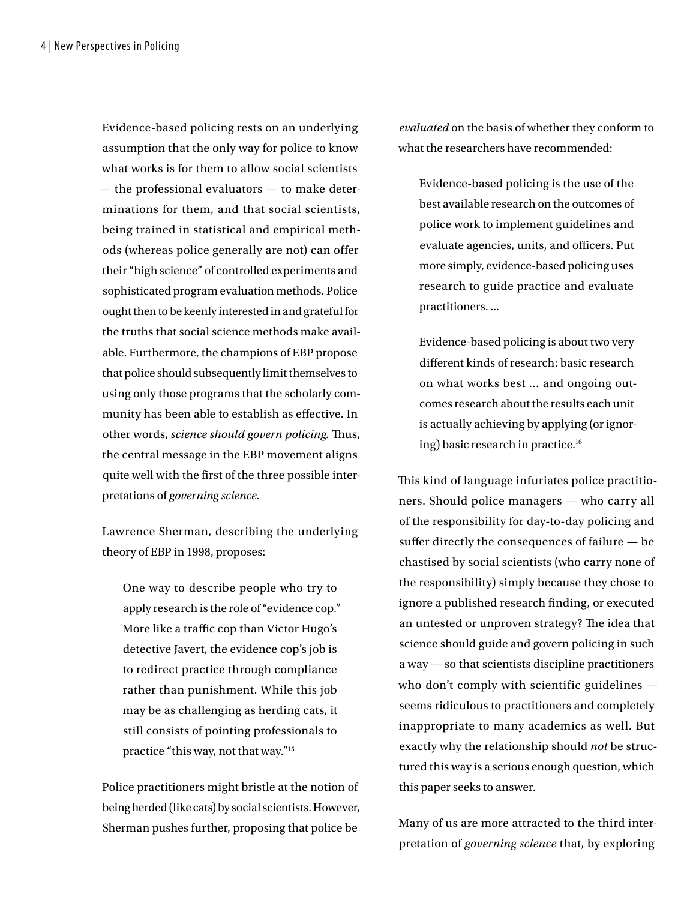Evidence-based policing rests on an underlying assumption that the only way for police to know what works is for them to allow social scientists — the professional evaluators — to make determinations for them, and that social scientists, being trained in statistical and empirical methods (whereas police generally are not) can offer their "high science" of controlled experiments and sophisticated program evaluation methods. Police ought then to be keenly interested in and grateful for the truths that social science methods make available. Furthermore, the champions of EBP propose that police should subsequently limit themselves to using only those programs that the scholarly community has been able to establish as effective. In other words, *science should govern policing.* Thus, the central message in the EBP movement aligns quite well with the first of the three possible interpretations of *governing science.*

Lawrence Sherman, describing the underlying theory of EBP in 1998, proposes:

> One way to describe people who try to apply research is the role of "evidence cop." More like a traffic cop than Victor Hugo's detective Javert, the evidence cop's job is to redirect practice through compliance rather than punishment. While this job may be as challenging as herding cats, it still consists of pointing professionals to practice "this way, not that way."[15]

Police practitioners might bristle at the notion of being herded (like cats) by social scientists. However, Sherman pushes further, proposing that police be *evaluated* on the basis of whether they conform to what the researchers have recommended:

> Evidence-based policing is the use of the best available research on the outcomes of police work to implement guidelines and evaluate agencies, units, and officers. Put more simply, evidence-based policing uses research to guide practice and evaluate practitioners. ...
>
> Evidence-based policing is about two very different kinds of research: basic research on what works best ... and ongoing outcomes research about the results each unit is actually achieving by applying (or ignoring) basic research in practice.[16]

This kind of language infuriates police practitioners. Should police managers — who carry all of the responsibility for day-to-day policing and suffer directly the consequences of failure — be chastised by social scientists (who carry none of the responsibility) simply because they chose to ignore a published research finding, or executed an untested or unproven strategy? The idea that science should guide and govern policing in such a way — so that scientists discipline practitioners who don't comply with scientific guidelines — seems ridiculous to practitioners and completely inappropriate to many academics as well. But exactly why the relationship should *not* be structured this way is a serious enough question, which this paper seeks to answer.

Many of us are more attracted to the third interpretation of *governing science* that, by exploring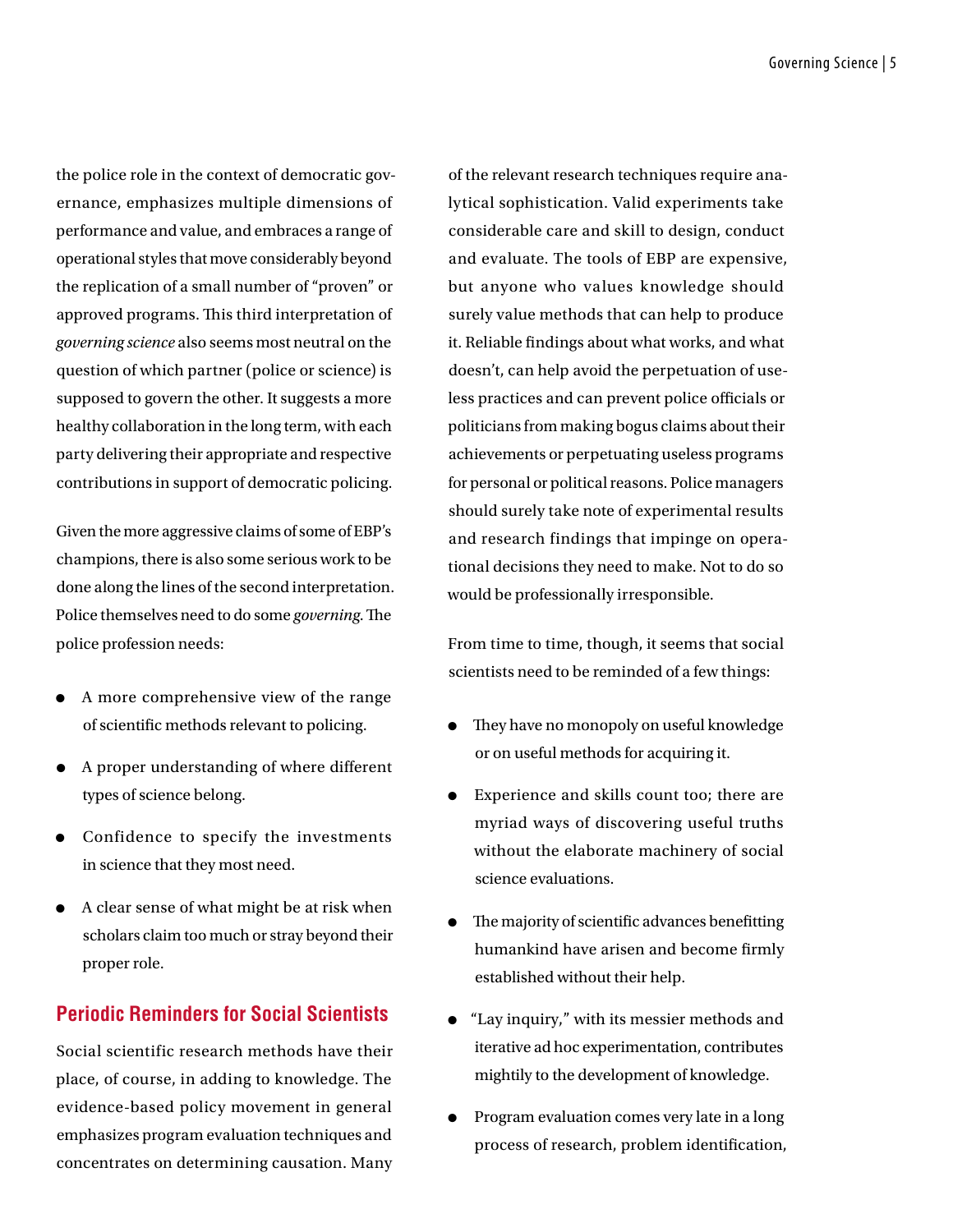the police role in the context of democratic governance, emphasizes multiple dimensions of performance and value, and embraces a range of operational styles that move considerably beyond the replication of a small number of "proven" or approved programs. This third interpretation of *governing science* also seems most neutral on the question of which partner (police or science) is supposed to govern the other. It suggests a more healthy collaboration in the long term, with each party delivering their appropriate and respective contributions in support of democratic policing.

Given the more aggressive claims of some of EBP's champions, there is also some serious work to be done along the lines of the second interpretation. Police themselves need to do some *governing*. The police profession needs:

- A more comprehensive view of the range of scientific methods relevant to policing.
- A proper understanding of where different types of science belong.
- Confidence to specify the investments in science that they most need.
- A clear sense of what might be at risk when scholars claim too much or stray beyond their proper role.

## Periodic Reminders for Social Scientists

Social scientific research methods have their place, of course, in adding to knowledge. The evidence-based policy movement in general emphasizes program evaluation techniques and concentrates on determining causation. Many of the relevant research techniques require analytical sophistication. Valid experiments take considerable care and skill to design, conduct and evaluate. The tools of EBP are expensive, but anyone who values knowledge should surely value methods that can help to produce it. Reliable findings about what works, and what doesn't, can help avoid the perpetuation of useless practices and can prevent police officials or politicians from making bogus claims about their achievements or perpetuating useless programs for personal or political reasons. Police managers should surely take note of experimental results and research findings that impinge on operational decisions they need to make. Not to do so would be professionally irresponsible.

From time to time, though, it seems that social scientists need to be reminded of a few things:

- They have no monopoly on useful knowledge or on useful methods for acquiring it.
- Experience and skills count too; there are myriad ways of discovering useful truths without the elaborate machinery of social science evaluations.
- The majority of scientific advances benefitting humankind have arisen and become firmly established without their help.
- "Lay inquiry," with its messier methods and iterative ad hoc experimentation, contributes mightily to the development of knowledge.
- Program evaluation comes very late in a long process of research, problem identification,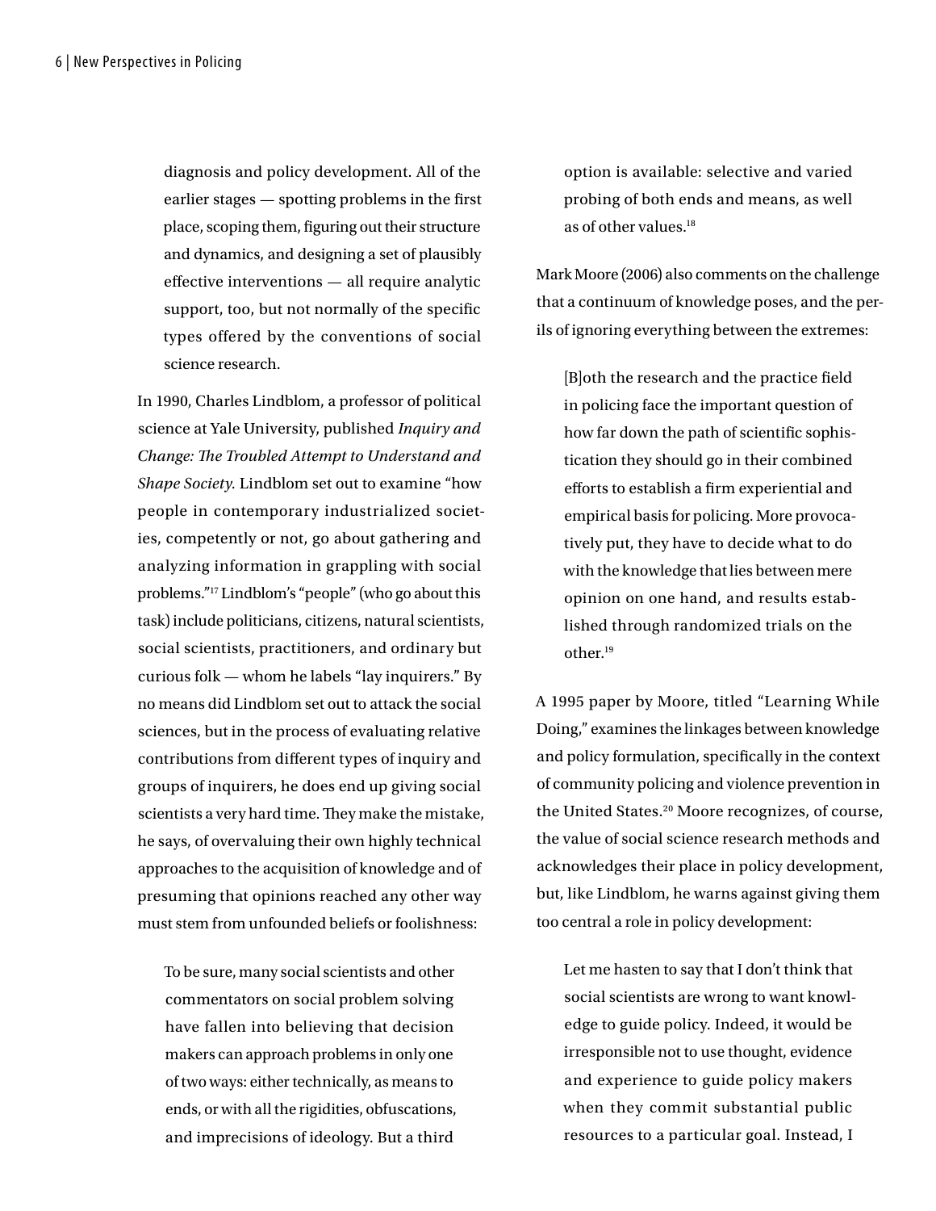diagnosis and policy development. All of the earlier stages — spotting problems in the first place, scoping them, figuring out their structure and dynamics, and designing a set of plausibly effective interventions — all require analytic support, too, but not normally of the specific types offered by the conventions of social science research.

In 1990, Charles Lindblom, a professor of political science at Yale University, published *Inquiry and Change: The Troubled Attempt to Understand and Shape Society.* Lindblom set out to examine "how people in contemporary industrialized societies, competently or not, go about gathering and analyzing information in grappling with social problems."[17] Lindblom's "people" (who go about this task) include politicians, citizens, natural scientists, social scientists, practitioners, and ordinary but curious folk — whom he labels "lay inquirers." By no means did Lindblom set out to attack the social sciences, but in the process of evaluating relative contributions from different types of inquiry and groups of inquirers, he does end up giving social scientists a very hard time. They make the mistake, he says, of overvaluing their own highly technical approaches to the acquisition of knowledge and of presuming that opinions reached any other way must stem from unfounded beliefs or foolishness:

> To be sure, many social scientists and other commentators on social problem solving have fallen into believing that decision makers can approach problems in only one of two ways: either technically, as means to ends, or with all the rigidities, obfuscations, and imprecisions of ideology. But a third option is available: selective and varied probing of both ends and means, as well as of other values.[18]

Mark Moore (2006) also comments on the challenge that a continuum of knowledge poses, and the perils of ignoring everything between the extremes:

> [B]oth the research and the practice field in policing face the important question of how far down the path of scientific sophistication they should go in their combined efforts to establish a firm experiential and empirical basis for policing. More provocatively put, they have to decide what to do with the knowledge that lies between mere opinion on one hand, and results established through randomized trials on the other.[19]

A 1995 paper by Moore, titled "Learning While Doing," examines the linkages between knowledge and policy formulation, specifically in the context of community policing and violence prevention in the United States.[20] Moore recognizes, of course, the value of social science research methods and acknowledges their place in policy development, but, like Lindblom, he warns against giving them too central a role in policy development:

> Let me hasten to say that I don't think that social scientists are wrong to want knowledge to guide policy. Indeed, it would be irresponsible not to use thought, evidence and experience to guide policy makers when they commit substantial public resources to a particular goal. Instead, I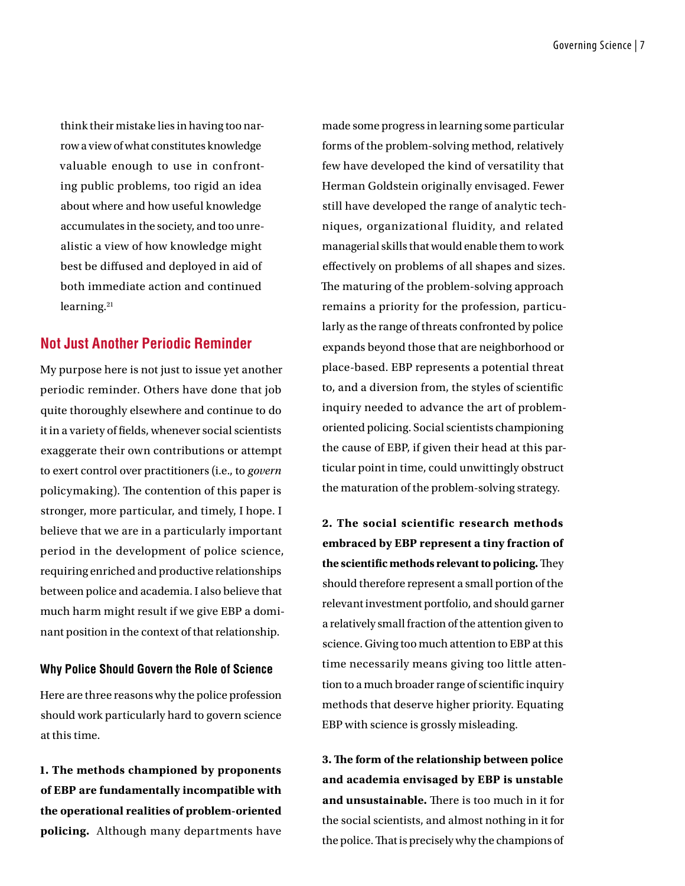think their mistake lies in having too narrow a view of what constitutes knowledge valuable enough to use in confronting public problems, too rigid an idea about where and how useful knowledge accumulates in the society, and too unrealistic a view of how knowledge might best be diffused and deployed in aid of both immediate action and continued learning.[21]

## Not Just Another Periodic Reminder

My purpose here is not just to issue yet another periodic reminder. Others have done that job quite thoroughly elsewhere and continue to do it in a variety of fields, whenever social scientists exaggerate their own contributions or attempt to exert control over practitioners (i.e., to *govern* policymaking). The contention of this paper is stronger, more particular, and timely, I hope. I believe that we are in a particularly important period in the development of police science, requiring enriched and productive relationships between police and academia. I also believe that much harm might result if we give EBP a dominant position in the context of that relationship.

### Why Police Should Govern the Role of Science

Here are three reasons why the police profession should work particularly hard to govern science at this time.

**1. The methods championed by proponents of EBP are fundamentally incompatible with the operational realities of problem-oriented policing.** Although many departments have made some progress in learning some particular forms of the problem-solving method, relatively few have developed the kind of versatility that Herman Goldstein originally envisaged. Fewer still have developed the range of analytic techniques, organizational fluidity, and related managerial skills that would enable them to work effectively on problems of all shapes and sizes. The maturing of the problem-solving approach remains a priority for the profession, particularly as the range of threats confronted by police expands beyond those that are neighborhood or place-based. EBP represents a potential threat to, and a diversion from, the styles of scientific inquiry needed to advance the art of problem-oriented policing. Social scientists championing the cause of EBP, if given their head at this particular point in time, could unwittingly obstruct the maturation of the problem-solving strategy.

**2. The social scientific research methods embraced by EBP represent a tiny fraction of the scientific methods relevant to policing.** They should therefore represent a small portion of the relevant investment portfolio, and should garner a relatively small fraction of the attention given to science. Giving too much attention to EBP at this time necessarily means giving too little attention to a much broader range of scientific inquiry methods that deserve higher priority. Equating EBP with science is grossly misleading.

**3. The form of the relationship between police and academia envisaged by EBP is unstable and unsustainable.** There is too much in it for the social scientists, and almost nothing in it for the police. That is precisely why the champions of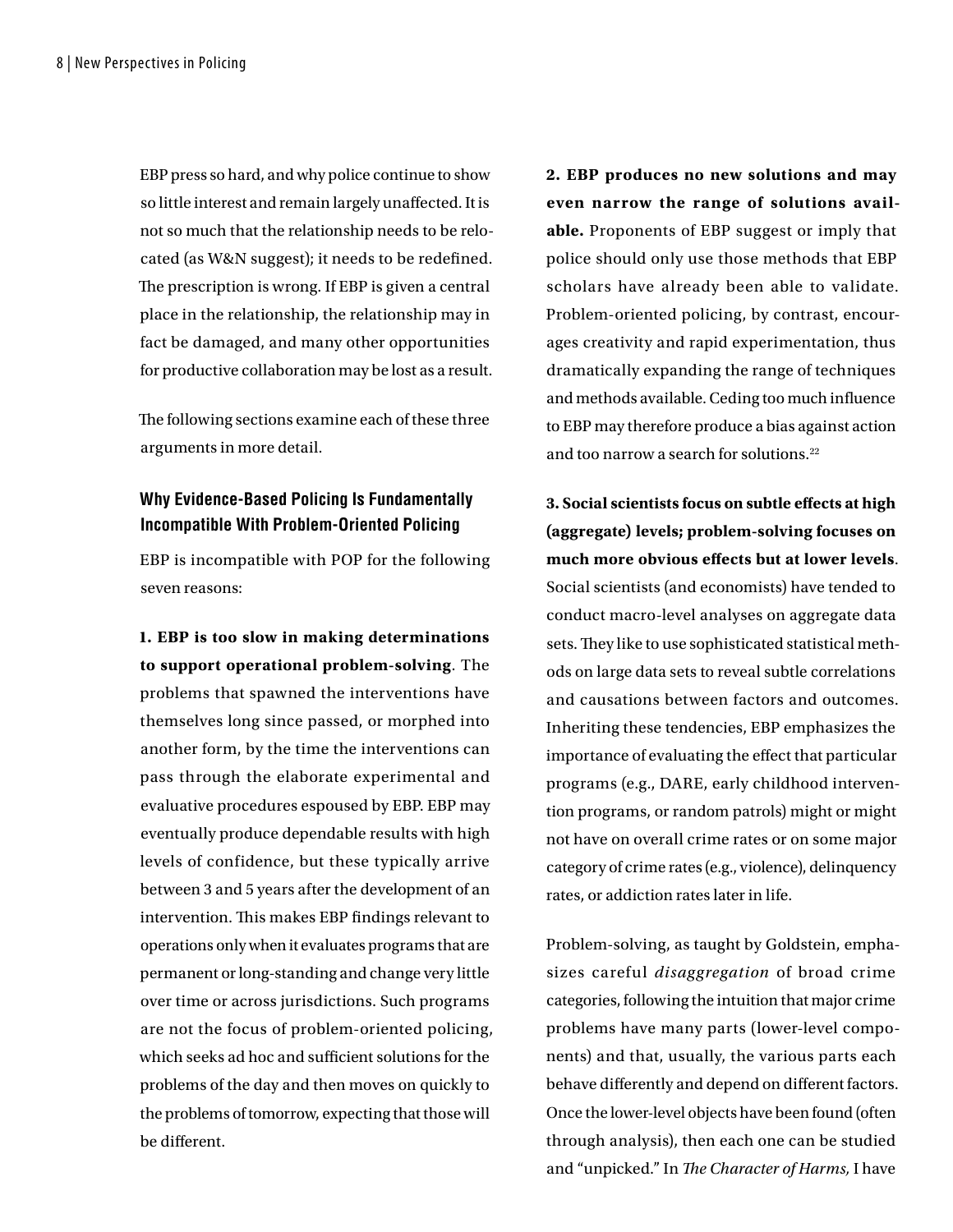EBP press so hard, and why police continue to show so little interest and remain largely unaffected. It is not so much that the relationship needs to be relocated (as W&N suggest); it needs to be redefined. The prescription is wrong. If EBP is given a central place in the relationship, the relationship may in fact be damaged, and many other opportunities for productive collaboration may be lost as a result.

The following sections examine each of these three arguments in more detail.

### Why Evidence-Based Policing Is Fundamentally Incompatible With Problem-Oriented Policing

EBP is incompatible with POP for the following seven reasons:

**1. EBP is too slow in making determinations to support operational problem-solving**. The problems that spawned the interventions have themselves long since passed, or morphed into another form, by the time the interventions can pass through the elaborate experimental and evaluative procedures espoused by EBP. EBP may eventually produce dependable results with high levels of confidence, but these typically arrive between 3 and 5 years after the development of an intervention. This makes EBP findings relevant to operations only when it evaluates programs that are permanent or long-standing and change very little over time or across jurisdictions. Such programs are not the focus of problem-oriented policing, which seeks ad hoc and sufficient solutions for the problems of the day and then moves on quickly to the problems of tomorrow, expecting that those will be different.

**2. EBP produces no new solutions and may even narrow the range of solutions available.** Proponents of EBP suggest or imply that police should only use those methods that EBP scholars have already been able to validate. Problem-oriented policing, by contrast, encourages creativity and rapid experimentation, thus dramatically expanding the range of techniques and methods available. Ceding too much influence to EBP may therefore produce a bias against action and too narrow a search for solutions.[22]

**3. Social scientists focus on subtle effects at high (aggregate) levels; problem-solving focuses on much more obvious effects but at lower levels**. Social scientists (and economists) have tended to conduct macro-level analyses on aggregate data sets. They like to use sophisticated statistical methods on large data sets to reveal subtle correlations and causations between factors and outcomes. Inheriting these tendencies, EBP emphasizes the importance of evaluating the effect that particular programs (e.g., DARE, early childhood intervention programs, or random patrols) might or might not have on overall crime rates or on some major category of crime rates (e.g., violence), delinquency rates, or addiction rates later in life.

Problem-solving, as taught by Goldstein, emphasizes careful *disaggregation* of broad crime categories, following the intuition that major crime problems have many parts (lower-level components) and that, usually, the various parts each behave differently and depend on different factors. Once the lower-level objects have been found (often through analysis), then each one can be studied and "unpicked." In *The Character of Harms,* I have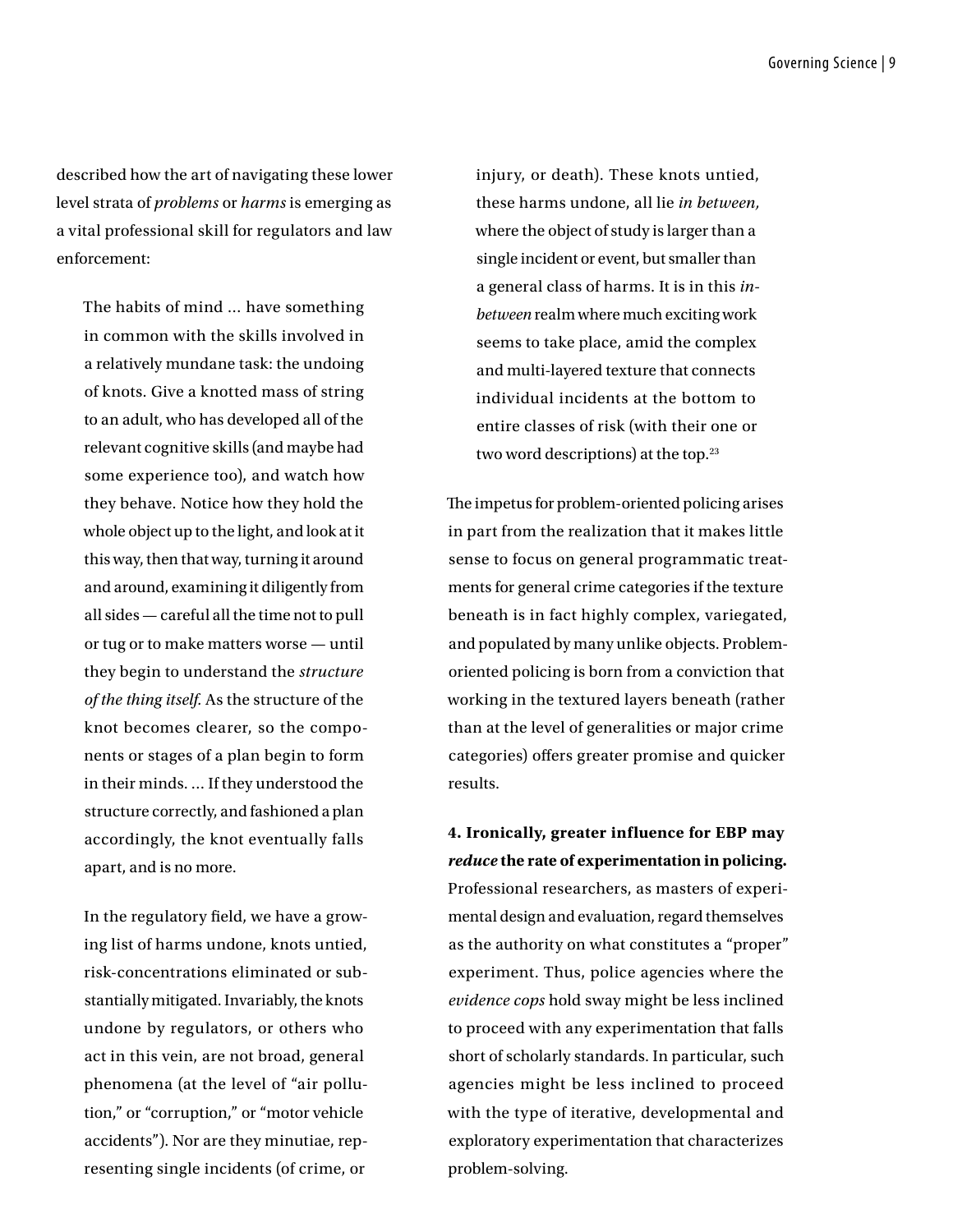described how the art of navigating these lower level strata of *problems* or *harms* is emerging as a vital professional skill for regulators and law enforcement:

> The habits of mind ... have something in common with the skills involved in a relatively mundane task: the undoing of knots. Give a knotted mass of string to an adult, who has developed all of the relevant cognitive skills (and maybe had some experience too), and watch how they behave. Notice how they hold the whole object up to the light, and look at it this way, then that way, turning it around and around, examining it diligently from all sides — careful all the time not to pull or tug or to make matters worse — until they begin to understand the *structure of the thing itself.* As the structure of the knot becomes clearer, so the components or stages of a plan begin to form in their minds. ... If they understood the structure correctly, and fashioned a plan accordingly, the knot eventually falls apart, and is no more.
>
> In the regulatory field, we have a growing list of harms undone, knots untied, risk-concentrations eliminated or substantially mitigated. Invariably, the knots undone by regulators, or others who act in this vein, are not broad, general phenomena (at the level of "air pollution," or "corruption," or "motor vehicle accidents"). Nor are they minutiae, representing single incidents (of crime, or injury, or death). These knots untied, these harms undone, all lie *in between,* where the object of study is larger than a single incident or event, but smaller than a general class of harms. It is in this *in-between* realm where much exciting work seems to take place, amid the complex and multi-layered texture that connects individual incidents at the bottom to entire classes of risk (with their one or two word descriptions) at the top.[23]

The impetus for problem-oriented policing arises in part from the realization that it makes little sense to focus on general programmatic treatments for general crime categories if the texture beneath is in fact highly complex, variegated, and populated by many unlike objects. Problem-oriented policing is born from a conviction that working in the textured layers beneath (rather than at the level of generalities or major crime categories) offers greater promise and quicker results.

**4. Ironically, greater influence for EBP may *reduce* the rate of experimentation in policing.** Professional researchers, as masters of experimental design and evaluation, regard themselves as the authority on what constitutes a "proper" experiment. Thus, police agencies where the *evidence cops* hold sway might be less inclined to proceed with any experimentation that falls short of scholarly standards. In particular, such agencies might be less inclined to proceed with the type of iterative, developmental and exploratory experimentation that characterizes problem-solving.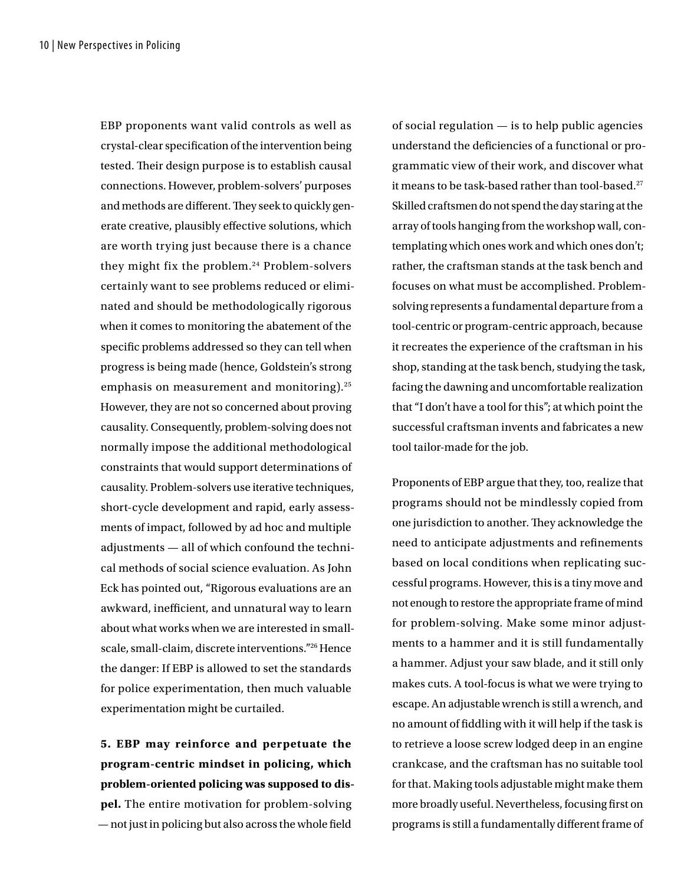EBP proponents want valid controls as well as crystal-clear specification of the intervention being tested. Their design purpose is to establish causal connections. However, problem-solvers' purposes and methods are different. They seek to quickly generate creative, plausibly effective solutions, which are worth trying just because there is a chance they might fix the problem.[24] Problem-solvers certainly want to see problems reduced or eliminated and should be methodologically rigorous when it comes to monitoring the abatement of the specific problems addressed so they can tell when progress is being made (hence, Goldstein's strong emphasis on measurement and monitoring).[25] However, they are not so concerned about proving causality. Consequently, problem-solving does not normally impose the additional methodological constraints that would support determinations of causality. Problem-solvers use iterative techniques, short-cycle development and rapid, early assessments of impact, followed by ad hoc and multiple adjustments — all of which confound the technical methods of social science evaluation. As John Eck has pointed out, "Rigorous evaluations are an awkward, inefficient, and unnatural way to learn about what works when we are interested in small-scale, small-claim, discrete interventions."[26] Hence the danger: If EBP is allowed to set the standards for police experimentation, then much valuable experimentation might be curtailed.

**5. EBP may reinforce and perpetuate the program-centric mindset in policing, which problem-oriented policing was supposed to dispel.** The entire motivation for problem-solving — not just in policing but also across the whole field of social regulation — is to help public agencies understand the deficiencies of a functional or programmatic view of their work, and discover what it means to be task-based rather than tool-based.[27] Skilled craftsmen do not spend the day staring at the array of tools hanging from the workshop wall, contemplating which ones work and which ones don't; rather, the craftsman stands at the task bench and focuses on what must be accomplished. Problem-solving represents a fundamental departure from a tool-centric or program-centric approach, because it recreates the experience of the craftsman in his shop, standing at the task bench, studying the task, facing the dawning and uncomfortable realization that "I don't have a tool for this"; at which point the successful craftsman invents and fabricates a new tool tailor-made for the job.

Proponents of EBP argue that they, too, realize that programs should not be mindlessly copied from one jurisdiction to another. They acknowledge the need to anticipate adjustments and refinements based on local conditions when replicating successful programs. However, this is a tiny move and not enough to restore the appropriate frame of mind for problem-solving. Make some minor adjustments to a hammer and it is still fundamentally a hammer. Adjust your saw blade, and it still only makes cuts. A tool-focus is what we were trying to escape. An adjustable wrench is still a wrench, and no amount of fiddling with it will help if the task is to retrieve a loose screw lodged deep in an engine crankcase, and the craftsman has no suitable tool for that. Making tools adjustable might make them more broadly useful. Nevertheless, focusing first on programs is still a fundamentally different frame of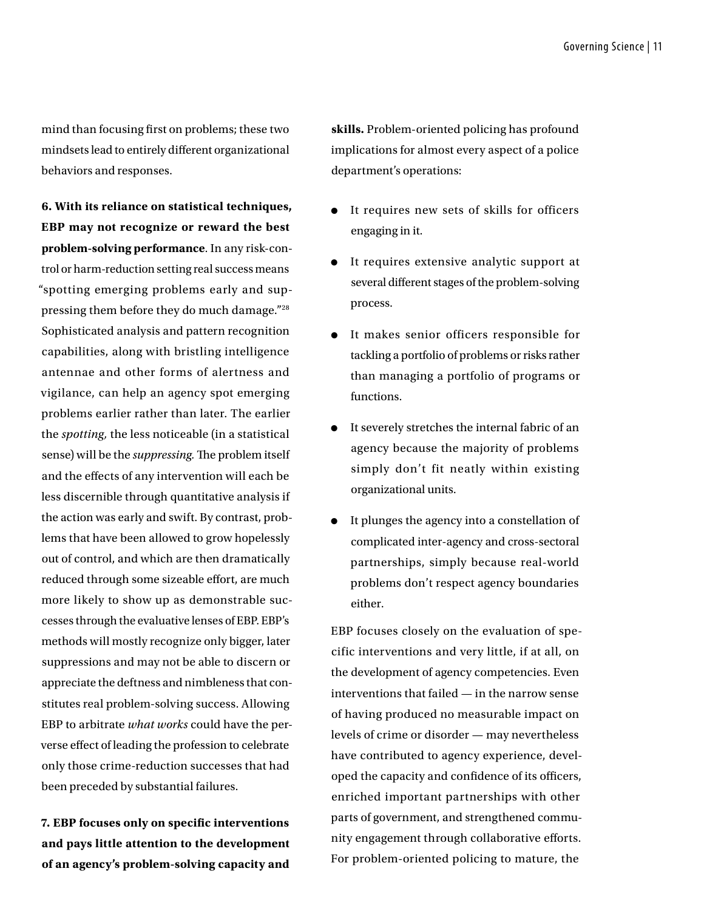mind than focusing first on problems; these two mindsets lead to entirely different organizational behaviors and responses.

**6. With its reliance on statistical techniques, EBP may not recognize or reward the best problem-solving performance**. In any risk-control or harm-reduction setting real success means "spotting emerging problems early and suppressing them before they do much damage."[28] Sophisticated analysis and pattern recognition capabilities, along with bristling intelligence antennae and other forms of alertness and vigilance, can help an agency spot emerging problems earlier rather than later. The earlier the *spotting*, the less noticeable (in a statistical sense) will be the *suppressing*. The problem itself and the effects of any intervention will each be less discernible through quantitative analysis if the action was early and swift. By contrast, problems that have been allowed to grow hopelessly out of control, and which are then dramatically reduced through some sizeable effort, are much more likely to show up as demonstrable successes through the evaluative lenses of EBP. EBP's methods will mostly recognize only bigger, later suppressions and may not be able to discern or appreciate the deftness and nimbleness that constitutes real problem-solving success. Allowing EBP to arbitrate *what works* could have the perverse effect of leading the profession to celebrate only those crime-reduction successes that had been preceded by substantial failures.

**7. EBP focuses only on specific interventions and pays little attention to the development of an agency's problem-solving capacity and skills.** Problem-oriented policing has profound implications for almost every aspect of a police department's operations:

- It requires new sets of skills for officers engaging in it.
- It requires extensive analytic support at several different stages of the problem-solving process.
- It makes senior officers responsible for tackling a portfolio of problems or risks rather than managing a portfolio of programs or functions.
- It severely stretches the internal fabric of an agency because the majority of problems simply don't fit neatly within existing organizational units.
- It plunges the agency into a constellation of complicated inter-agency and cross-sectoral partnerships, simply because real-world problems don't respect agency boundaries either.

EBP focuses closely on the evaluation of specific interventions and very little, if at all, on the development of agency competencies. Even interventions that failed — in the narrow sense of having produced no measurable impact on levels of crime or disorder — may nevertheless have contributed to agency experience, developed the capacity and confidence of its officers, enriched important partnerships with other parts of government, and strengthened community engagement through collaborative efforts. For problem-oriented policing to mature, the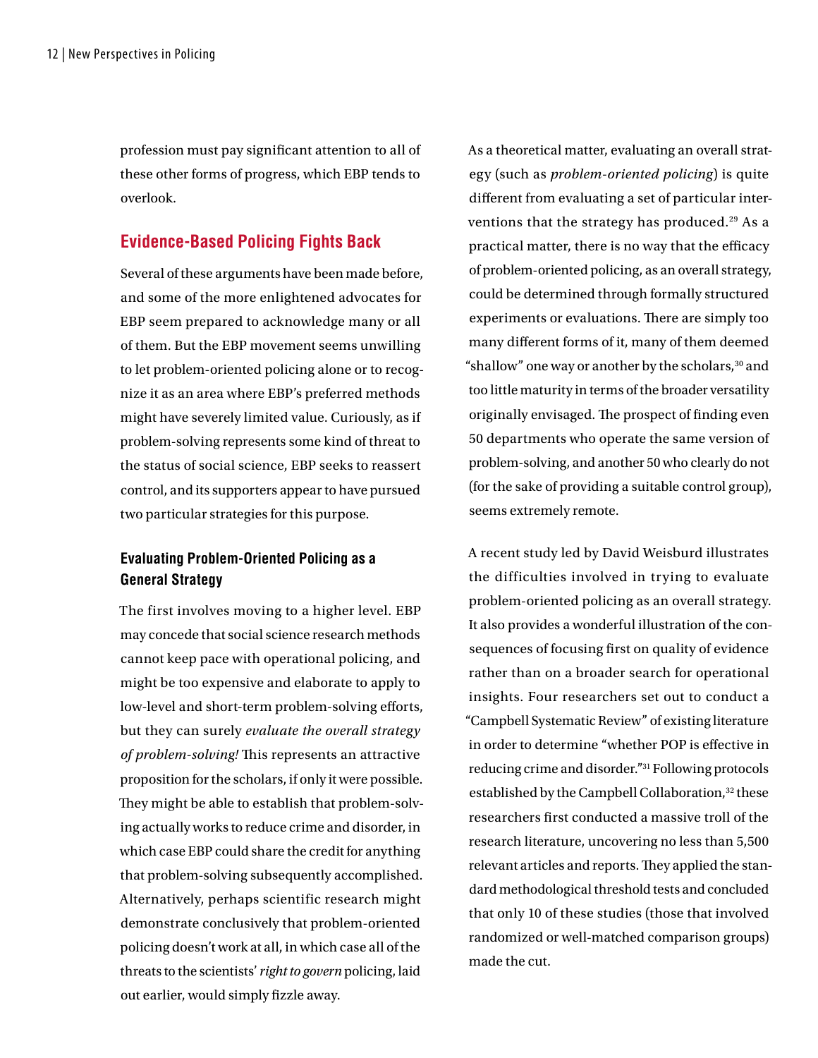profession must pay significant attention to all of these other forms of progress, which EBP tends to overlook.

## Evidence-Based Policing Fights Back

Several of these arguments have been made before, and some of the more enlightened advocates for EBP seem prepared to acknowledge many or all of them. But the EBP movement seems unwilling to let problem-oriented policing alone or to recognize it as an area where EBP's preferred methods might have severely limited value. Curiously, as if problem-solving represents some kind of threat to the status of social science, EBP seeks to reassert control, and its supporters appear to have pursued two particular strategies for this purpose.

### Evaluating Problem-Oriented Policing as a General Strategy

The first involves moving to a higher level. EBP may concede that social science research methods cannot keep pace with operational policing, and might be too expensive and elaborate to apply to low-level and short-term problem-solving efforts, but they can surely *evaluate the overall strategy of problem-solving!* This represents an attractive proposition for the scholars, if only it were possible. They might be able to establish that problem-solving actually works to reduce crime and disorder, in which case EBP could share the credit for anything that problem-solving subsequently accomplished. Alternatively, perhaps scientific research might demonstrate conclusively that problem-oriented policing doesn't work at all, in which case all of the threats to the scientists' *right to govern* policing, laid out earlier, would simply fizzle away.

As a theoretical matter, evaluating an overall strategy (such as *problem-oriented policing*) is quite different from evaluating a set of particular interventions that the strategy has produced.[29] As a practical matter, there is no way that the efficacy of problem-oriented policing, as an overall strategy, could be determined through formally structured experiments or evaluations. There are simply too many different forms of it, many of them deemed "shallow" one way or another by the scholars,[30] and too little maturity in terms of the broader versatility originally envisaged. The prospect of finding even 50 departments who operate the same version of problem-solving, and another 50 who clearly do not (for the sake of providing a suitable control group), seems extremely remote.

A recent study led by David Weisburd illustrates the difficulties involved in trying to evaluate problem-oriented policing as an overall strategy. It also provides a wonderful illustration of the consequences of focusing first on quality of evidence rather than on a broader search for operational insights. Four researchers set out to conduct a "Campbell Systematic Review" of existing literature in order to determine "whether POP is effective in reducing crime and disorder."[31] Following protocols established by the Campbell Collaboration,[32] these researchers first conducted a massive troll of the research literature, uncovering no less than 5,500 relevant articles and reports. They applied the standard methodological threshold tests and concluded that only 10 of these studies (those that involved randomized or well-matched comparison groups) made the cut.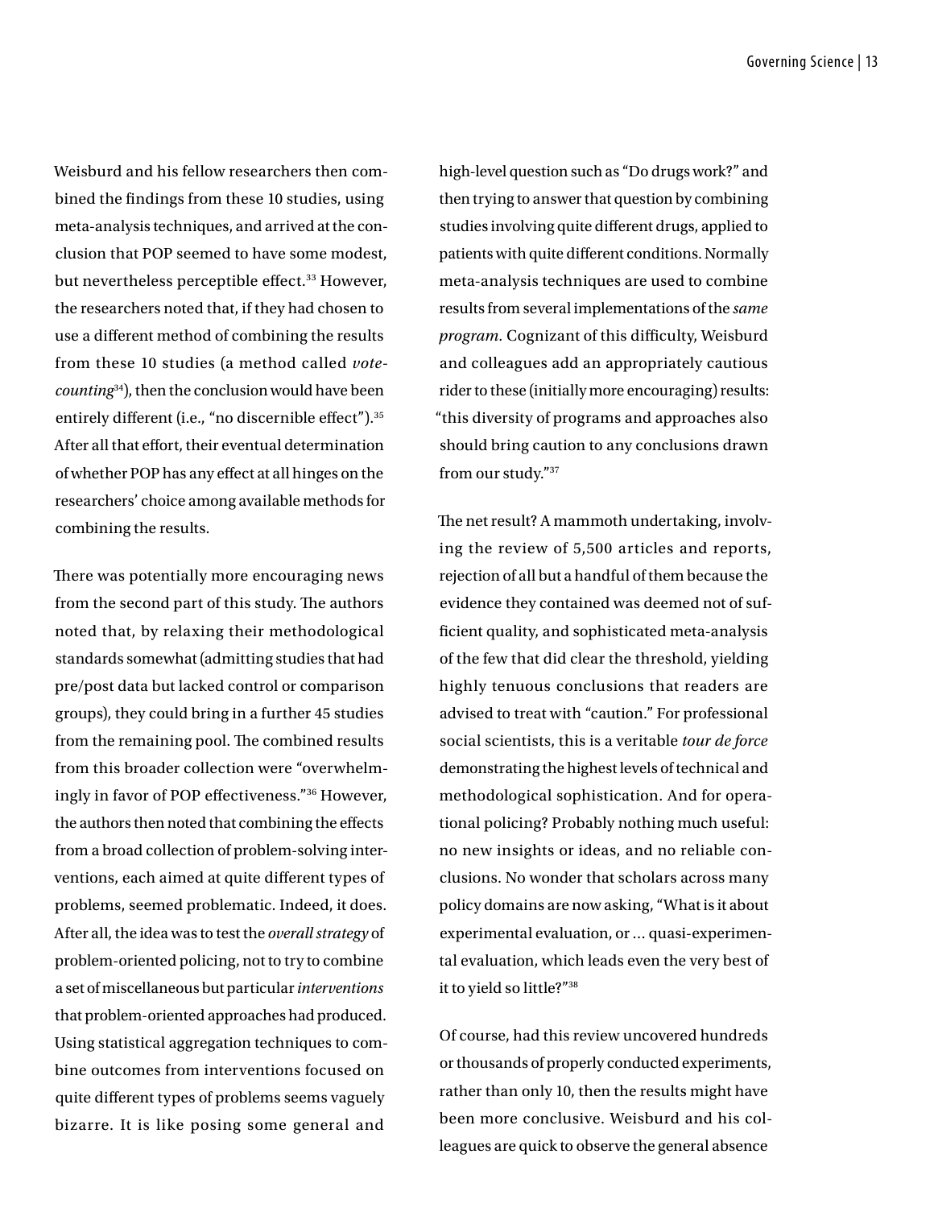Weisburd and his fellow researchers then combined the findings from these 10 studies, using meta-analysis techniques, and arrived at the conclusion that POP seemed to have some modest, but nevertheless perceptible effect.[33] However, the researchers noted that, if they had chosen to use a different method of combining the results from these 10 studies (a method called *vote-counting*[34]), then the conclusion would have been entirely different (i.e., "no discernible effect").[35] After all that effort, their eventual determination of whether POP has any effect at all hinges on the researchers' choice among available methods for combining the results.

There was potentially more encouraging news from the second part of this study. The authors noted that, by relaxing their methodological standards somewhat (admitting studies that had pre/post data but lacked control or comparison groups), they could bring in a further 45 studies from the remaining pool. The combined results from this broader collection were "overwhelmingly in favor of POP effectiveness."[36] However, the authors then noted that combining the effects from a broad collection of problem-solving interventions, each aimed at quite different types of problems, seemed problematic. Indeed, it does. After all, the idea was to test the *overall strategy* of problem-oriented policing, not to try to combine a set of miscellaneous but particular *interventions* that problem-oriented approaches had produced. Using statistical aggregation techniques to combine outcomes from interventions focused on quite different types of problems seems vaguely bizarre. It is like posing some general and high-level question such as "Do drugs work?" and then trying to answer that question by combining studies involving quite different drugs, applied to patients with quite different conditions. Normally meta-analysis techniques are used to combine results from several implementations of the *same program*. Cognizant of this difficulty, Weisburd and colleagues add an appropriately cautious rider to these (initially more encouraging) results: "this diversity of programs and approaches also should bring caution to any conclusions drawn from our study."[37]

The net result? A mammoth undertaking, involving the review of 5,500 articles and reports, rejection of all but a handful of them because the evidence they contained was deemed not of sufficient quality, and sophisticated meta-analysis of the few that did clear the threshold, yielding highly tenuous conclusions that readers are advised to treat with "caution." For professional social scientists, this is a veritable *tour de force* demonstrating the highest levels of technical and methodological sophistication. And for operational policing? Probably nothing much useful: no new insights or ideas, and no reliable conclusions. No wonder that scholars across many policy domains are now asking, "What is it about experimental evaluation, or ... quasi-experimental evaluation, which leads even the very best of it to yield so little?"[38]

Of course, had this review uncovered hundreds or thousands of properly conducted experiments, rather than only 10, then the results might have been more conclusive. Weisburd and his colleagues are quick to observe the general absence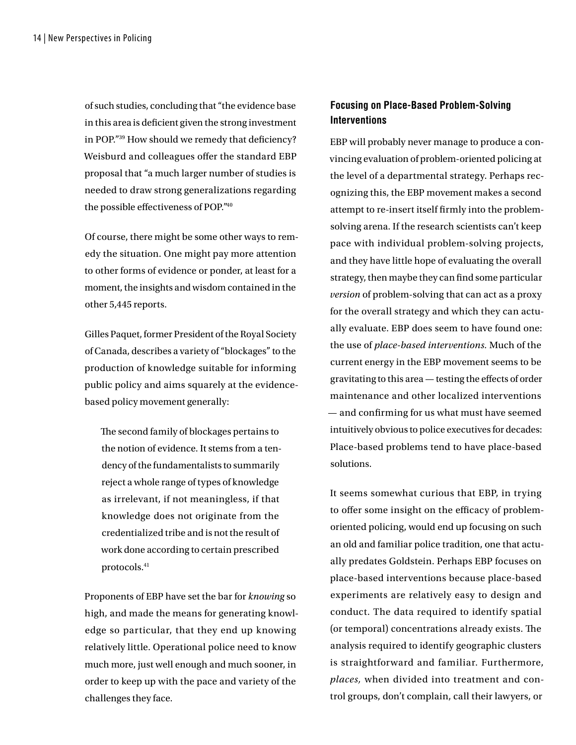of such studies, concluding that "the evidence base in this area is deficient given the strong investment in POP."[39] How should we remedy that deficiency? Weisburd and colleagues offer the standard EBP proposal that "a much larger number of studies is needed to draw strong generalizations regarding the possible effectiveness of POP."[40]

Of course, there might be some other ways to remedy the situation. One might pay more attention to other forms of evidence or ponder, at least for a moment, the insights and wisdom contained in the other 5,445 reports.

Gilles Paquet, former President of the Royal Society of Canada, describes a variety of "blockages" to the production of knowledge suitable for informing public policy and aims squarely at the evidence-based policy movement generally:

> The second family of blockages pertains to the notion of evidence. It stems from a tendency of the fundamentalists to summarily reject a whole range of types of knowledge as irrelevant, if not meaningless, if that knowledge does not originate from the credentialized tribe and is not the result of work done according to certain prescribed protocols.[41]

Proponents of EBP have set the bar for *knowing* so high, and made the means for generating knowledge so particular, that they end up knowing relatively little. Operational police need to know much more, just well enough and much sooner, in order to keep up with the pace and variety of the challenges they face.

### Focusing on Place-Based Problem-Solving Interventions

EBP will probably never manage to produce a convincing evaluation of problem-oriented policing at the level of a departmental strategy. Perhaps recognizing this, the EBP movement makes a second attempt to re-insert itself firmly into the problem-solving arena. If the research scientists can't keep pace with individual problem-solving projects, and they have little hope of evaluating the overall strategy, then maybe they can find some particular *version* of problem-solving that can act as a proxy for the overall strategy and which they can actually evaluate. EBP does seem to have found one: the use of *place-based interventions.* Much of the current energy in the EBP movement seems to be gravitating to this area — testing the effects of order maintenance and other localized interventions — and confirming for us what must have seemed intuitively obvious to police executives for decades: Place-based problems tend to have place-based solutions.

It seems somewhat curious that EBP, in trying to offer some insight on the efficacy of problem-oriented policing, would end up focusing on such an old and familiar police tradition, one that actually predates Goldstein. Perhaps EBP focuses on place-based interventions because place-based experiments are relatively easy to design and conduct. The data required to identify spatial (or temporal) concentrations already exists. The analysis required to identify geographic clusters is straightforward and familiar. Furthermore, *places,* when divided into treatment and control groups, don't complain, call their lawyers, or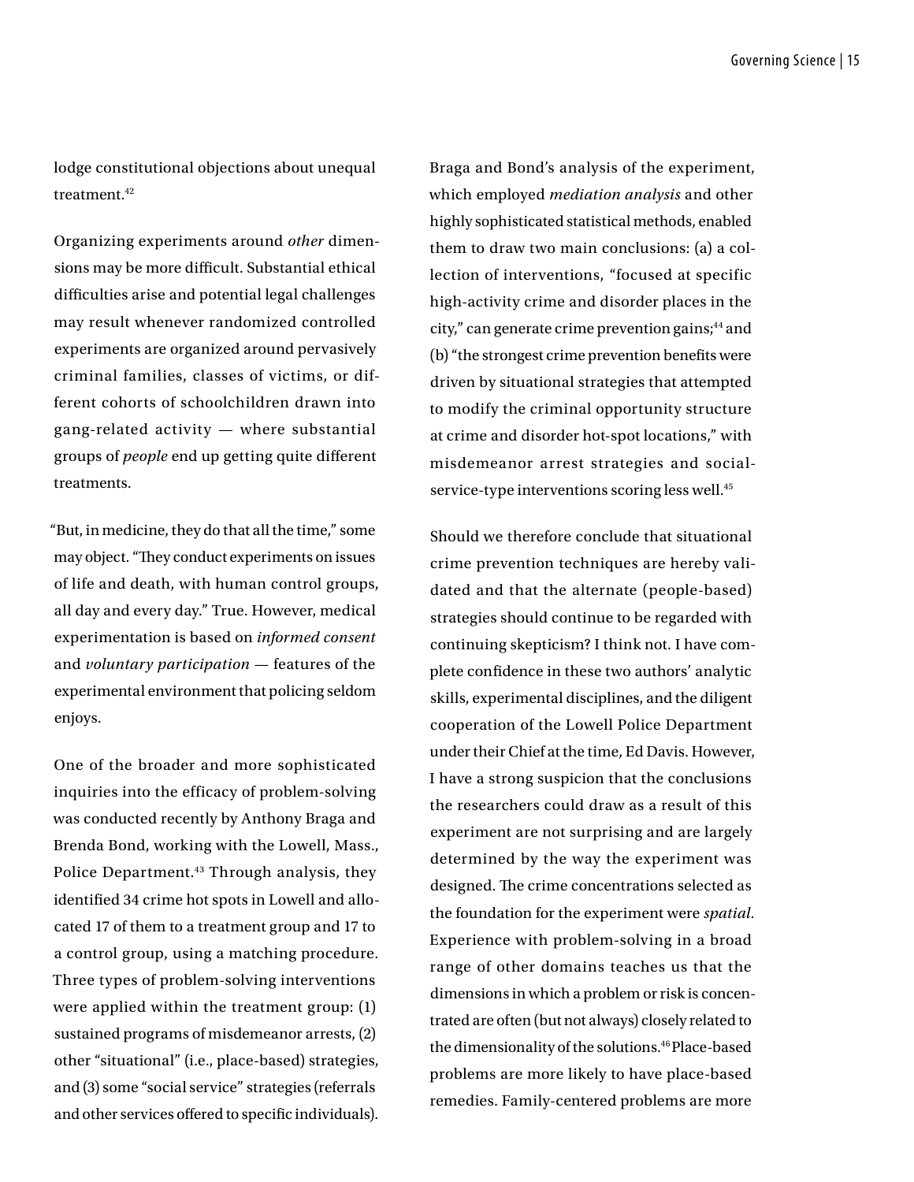lodge constitutional objections about unequal treatment.[42]

Organizing experiments around *other* dimensions may be more difficult. Substantial ethical difficulties arise and potential legal challenges may result whenever randomized controlled experiments are organized around pervasively criminal families, classes of victims, or different cohorts of schoolchildren drawn into gang-related activity — where substantial groups of *people* end up getting quite different treatments.

"But, in medicine, they do that all the time," some may object. "They conduct experiments on issues of life and death, with human control groups, all day and every day." True. However, medical experimentation is based on *informed consent* and *voluntary participation* — features of the experimental environment that policing seldom enjoys.

One of the broader and more sophisticated inquiries into the efficacy of problem-solving was conducted recently by Anthony Braga and Brenda Bond, working with the Lowell, Mass., Police Department.[43] Through analysis, they identified 34 crime hot spots in Lowell and allocated 17 of them to a treatment group and 17 to a control group, using a matching procedure. Three types of problem-solving interventions were applied within the treatment group: (1) sustained programs of misdemeanor arrests, (2) other "situational" (i.e., place-based) strategies, and (3) some "social service" strategies (referrals and other services offered to specific individuals).

Braga and Bond's analysis of the experiment, which employed *mediation analysis* and other highly sophisticated statistical methods, enabled them to draw two main conclusions: (a) a collection of interventions, "focused at specific high-activity crime and disorder places in the city," can generate crime prevention gains;[44] and (b) "the strongest crime prevention benefits were driven by situational strategies that attempted to modify the criminal opportunity structure at crime and disorder hot-spot locations," with misdemeanor arrest strategies and social-service-type interventions scoring less well.[45]

Should we therefore conclude that situational crime prevention techniques are hereby validated and that the alternate (people-based) strategies should continue to be regarded with continuing skepticism? I think not. I have complete confidence in these two authors' analytic skills, experimental disciplines, and the diligent cooperation of the Lowell Police Department under their Chief at the time, Ed Davis. However, I have a strong suspicion that the conclusions the researchers could draw as a result of this experiment are not surprising and are largely determined by the way the experiment was designed. The crime concentrations selected as the foundation for the experiment were *spatial*. Experience with problem-solving in a broad range of other domains teaches us that the dimensions in which a problem or risk is concentrated are often (but not always) closely related to the dimensionality of the solutions.[46] Place-based problems are more likely to have place-based remedies. Family-centered problems are more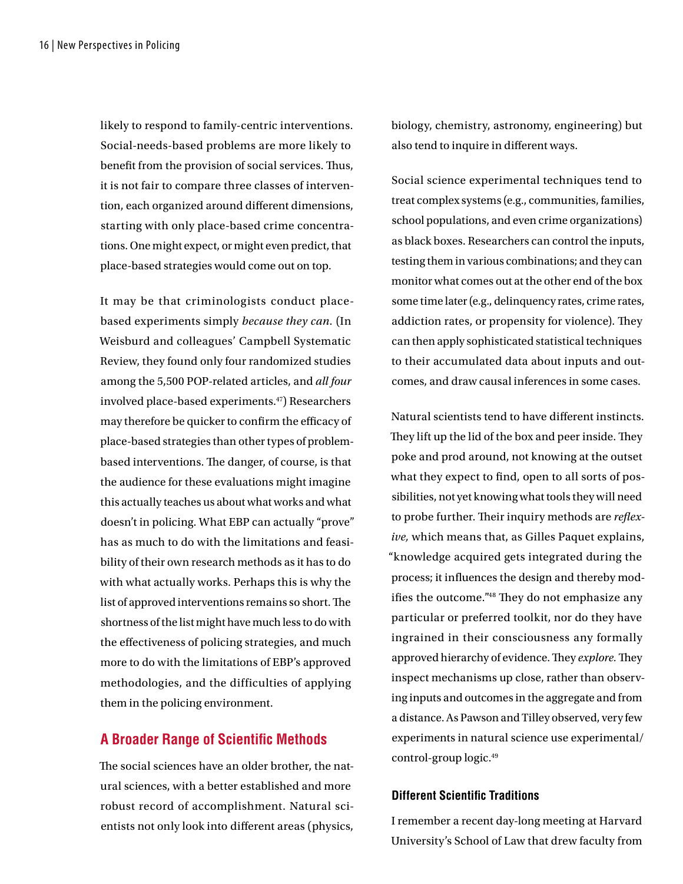likely to respond to family-centric interventions. Social-needs-based problems are more likely to benefit from the provision of social services. Thus, it is not fair to compare three classes of intervention, each organized around different dimensions, starting with only place-based crime concentrations. One might expect, or might even predict, that place-based strategies would come out on top.

It may be that criminologists conduct place-based experiments simply *because they can.* (In Weisburd and colleagues' Campbell Systematic Review, they found only four randomized studies among the 5,500 POP-related articles, and *all four* involved place-based experiments.[47]) Researchers may therefore be quicker to confirm the efficacy of place-based strategies than other types of problem-based interventions. The danger, of course, is that the audience for these evaluations might imagine this actually teaches us about what works and what doesn't in policing. What EBP can actually "prove" has as much to do with the limitations and feasibility of their own research methods as it has to do with what actually works. Perhaps this is why the list of approved interventions remains so short. The shortness of the list might have much less to do with the effectiveness of policing strategies, and much more to do with the limitations of EBP's approved methodologies, and the difficulties of applying them in the policing environment.

## A Broader Range of Scientific Methods

The social sciences have an older brother, the natural sciences, with a better established and more robust record of accomplishment. Natural scientists not only look into different areas (physics, biology, chemistry, astronomy, engineering) but also tend to inquire in different ways.

Social science experimental techniques tend to treat complex systems (e.g., communities, families, school populations, and even crime organizations) as black boxes. Researchers can control the inputs, testing them in various combinations; and they can monitor what comes out at the other end of the box some time later (e.g., delinquency rates, crime rates, addiction rates, or propensity for violence). They can then apply sophisticated statistical techniques to their accumulated data about inputs and outcomes, and draw causal inferences in some cases.

Natural scientists tend to have different instincts. They lift up the lid of the box and peer inside. They poke and prod around, not knowing at the outset what they expect to find, open to all sorts of possibilities, not yet knowing what tools they will need to probe further. Their inquiry methods are *reflexive,* which means that, as Gilles Paquet explains, "knowledge acquired gets integrated during the process; it influences the design and thereby modifies the outcome."[48] They do not emphasize any particular or preferred toolkit, nor do they have ingrained in their consciousness any formally approved hierarchy of evidence. They *explore.* They inspect mechanisms up close, rather than observing inputs and outcomes in the aggregate and from a distance. As Pawson and Tilley observed, very few experiments in natural science use experimental/control-group logic.[49]

### Different Scientific Traditions

I remember a recent day-long meeting at Harvard University's School of Law that drew faculty from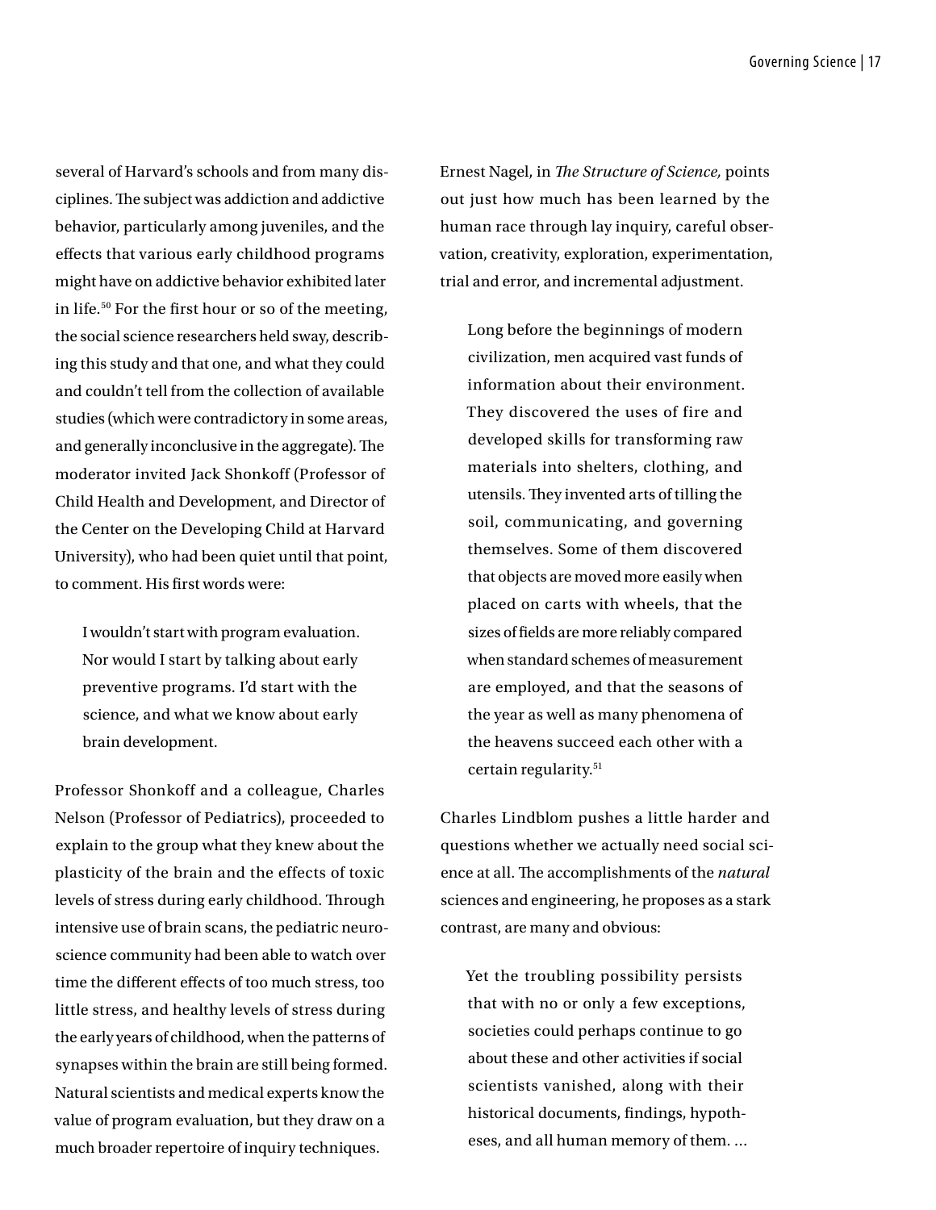several of Harvard's schools and from many disciplines. The subject was addiction and addictive behavior, particularly among juveniles, and the effects that various early childhood programs might have on addictive behavior exhibited later in life.[50] For the first hour or so of the meeting, the social science researchers held sway, describing this study and that one, and what they could and couldn't tell from the collection of available studies (which were contradictory in some areas, and generally inconclusive in the aggregate). The moderator invited Jack Shonkoff (Professor of Child Health and Development, and Director of the Center on the Developing Child at Harvard University), who had been quiet until that point, to comment. His first words were:

> I wouldn't start with program evaluation. Nor would I start by talking about early preventive programs. I'd start with the science, and what we know about early brain development.

Professor Shonkoff and a colleague, Charles Nelson (Professor of Pediatrics), proceeded to explain to the group what they knew about the plasticity of the brain and the effects of toxic levels of stress during early childhood. Through intensive use of brain scans, the pediatric neuroscience community had been able to watch over time the different effects of too much stress, too little stress, and healthy levels of stress during the early years of childhood, when the patterns of synapses within the brain are still being formed. Natural scientists and medical experts know the value of program evaluation, but they draw on a much broader repertoire of inquiry techniques.

Ernest Nagel, in *The Structure of Science,* points out just how much has been learned by the human race through lay inquiry, careful observation, creativity, exploration, experimentation, trial and error, and incremental adjustment.

> Long before the beginnings of modern civilization, men acquired vast funds of information about their environment. They discovered the uses of fire and developed skills for transforming raw materials into shelters, clothing, and utensils. They invented arts of tilling the soil, communicating, and governing themselves. Some of them discovered that objects are moved more easily when placed on carts with wheels, that the sizes of fields are more reliably compared when standard schemes of measurement are employed, and that the seasons of the year as well as many phenomena of the heavens succeed each other with a certain regularity.[51]

Charles Lindblom pushes a little harder and questions whether we actually need social science at all. The accomplishments of the *natural* sciences and engineering, he proposes as a stark contrast, are many and obvious:

> Yet the troubling possibility persists that with no or only a few exceptions, societies could perhaps continue to go about these and other activities if social scientists vanished, along with their historical documents, findings, hypotheses, and all human memory of them. ...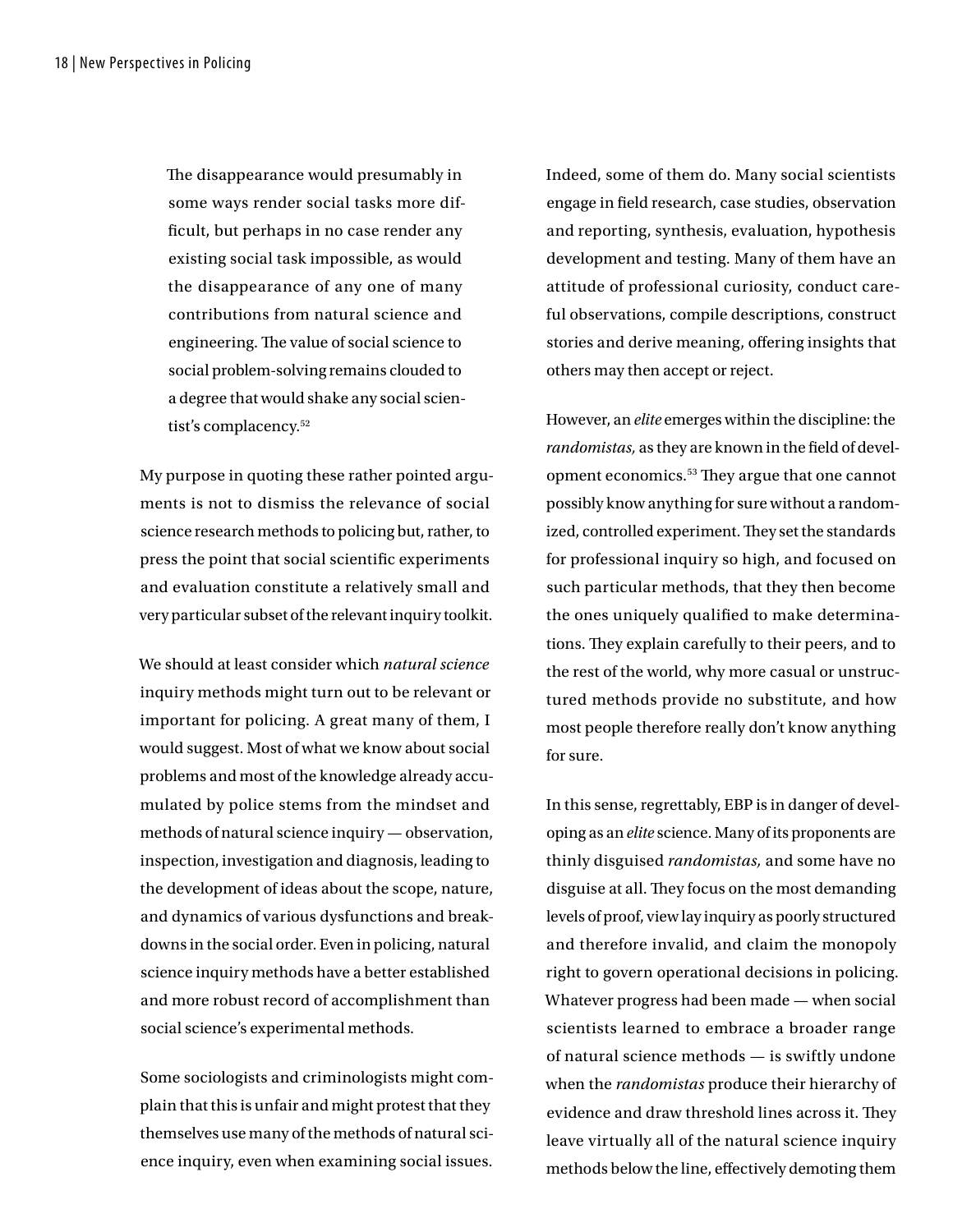The disappearance would presumably in some ways render social tasks more difficult, but perhaps in no case render any existing social task impossible, as would the disappearance of any one of many contributions from natural science and engineering. The value of social science to social problem-solving remains clouded to a degree that would shake any social scientist's complacency.[52]

My purpose in quoting these rather pointed arguments is not to dismiss the relevance of social science research methods to policing but, rather, to press the point that social scientific experiments and evaluation constitute a relatively small and very particular subset of the relevant inquiry toolkit.

We should at least consider which *natural science* inquiry methods might turn out to be relevant or important for policing. A great many of them, I would suggest. Most of what we know about social problems and most of the knowledge already accumulated by police stems from the mindset and methods of natural science inquiry — observation, inspection, investigation and diagnosis, leading to the development of ideas about the scope, nature, and dynamics of various dysfunctions and breakdowns in the social order. Even in policing, natural science inquiry methods have a better established and more robust record of accomplishment than social science's experimental methods.

Some sociologists and criminologists might complain that this is unfair and might protest that they themselves use many of the methods of natural science inquiry, even when examining social issues. Indeed, some of them do. Many social scientists engage in field research, case studies, observation and reporting, synthesis, evaluation, hypothesis development and testing. Many of them have an attitude of professional curiosity, conduct careful observations, compile descriptions, construct stories and derive meaning, offering insights that others may then accept or reject.

However, an *elite* emerges within the discipline: the *randomistas,* as they are known in the field of development economics.[53] They argue that one cannot possibly know anything for sure without a randomized, controlled experiment. They set the standards for professional inquiry so high, and focused on such particular methods, that they then become the ones uniquely qualified to make determinations. They explain carefully to their peers, and to the rest of the world, why more casual or unstructured methods provide no substitute, and how most people therefore really don't know anything for sure.

In this sense, regrettably, EBP is in danger of developing as an *elite* science. Many of its proponents are thinly disguised *randomistas,* and some have no disguise at all. They focus on the most demanding levels of proof, view lay inquiry as poorly structured and therefore invalid, and claim the monopoly right to govern operational decisions in policing. Whatever progress had been made — when social scientists learned to embrace a broader range of natural science methods — is swiftly undone when the *randomistas* produce their hierarchy of evidence and draw threshold lines across it. They leave virtually all of the natural science inquiry methods below the line, effectively demoting them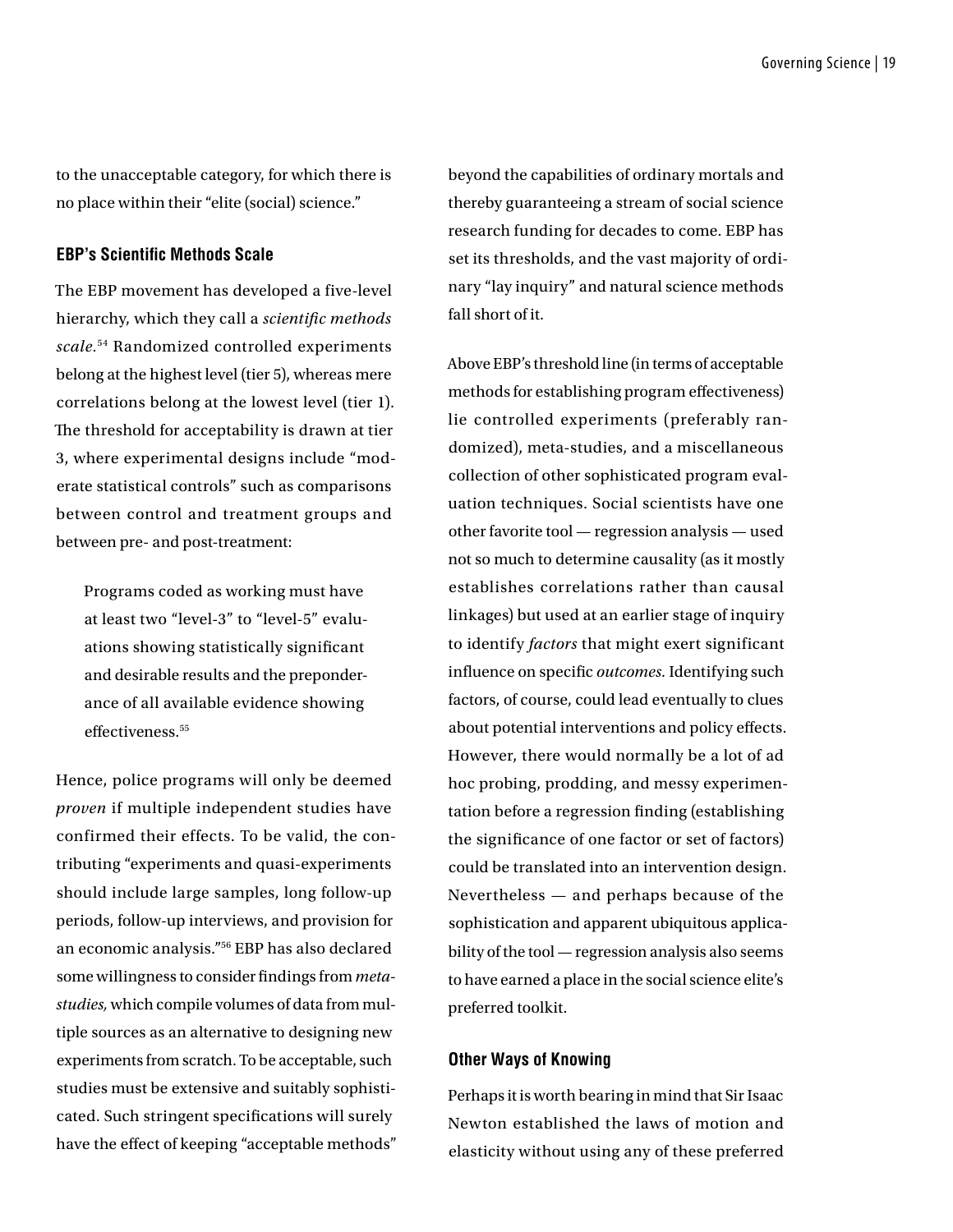to the unacceptable category, for which there is no place within their "elite (social) science."

### EBP's Scientific Methods Scale

The EBP movement has developed a five-level hierarchy, which they call a *scientific methods scale*.[54] Randomized controlled experiments belong at the highest level (tier 5), whereas mere correlations belong at the lowest level (tier 1). The threshold for acceptability is drawn at tier 3, where experimental designs include "moderate statistical controls" such as comparisons between control and treatment groups and between pre- and post-treatment:

> Programs coded as working must have at least two "level-3" to "level-5" evaluations showing statistically significant and desirable results and the preponderance of all available evidence showing effectiveness.[55]

Hence, police programs will only be deemed *proven* if multiple independent studies have confirmed their effects. To be valid, the contributing "experiments and quasi-experiments should include large samples, long follow-up periods, follow-up interviews, and provision for an economic analysis."[56] EBP has also declared some willingness to consider findings from *meta-studies,* which compile volumes of data from multiple sources as an alternative to designing new experiments from scratch. To be acceptable, such studies must be extensive and suitably sophisticated. Such stringent specifications will surely have the effect of keeping "acceptable methods" beyond the capabilities of ordinary mortals and thereby guaranteeing a stream of social science research funding for decades to come. EBP has set its thresholds, and the vast majority of ordinary "lay inquiry" and natural science methods fall short of it.

Above EBP's threshold line (in terms of acceptable methods for establishing program effectiveness) lie controlled experiments (preferably randomized), meta-studies, and a miscellaneous collection of other sophisticated program evaluation techniques. Social scientists have one other favorite tool — regression analysis — used not so much to determine causality (as it mostly establishes correlations rather than causal linkages) but used at an earlier stage of inquiry to identify *factors* that might exert significant influence on specific *outcomes.* Identifying such factors, of course, could lead eventually to clues about potential interventions and policy effects. However, there would normally be a lot of ad hoc probing, prodding, and messy experimentation before a regression finding (establishing the significance of one factor or set of factors) could be translated into an intervention design. Nevertheless — and perhaps because of the sophistication and apparent ubiquitous applicability of the tool — regression analysis also seems to have earned a place in the social science elite's preferred toolkit.

### Other Ways of Knowing

Perhaps it is worth bearing in mind that Sir Isaac Newton established the laws of motion and elasticity without using any of these preferred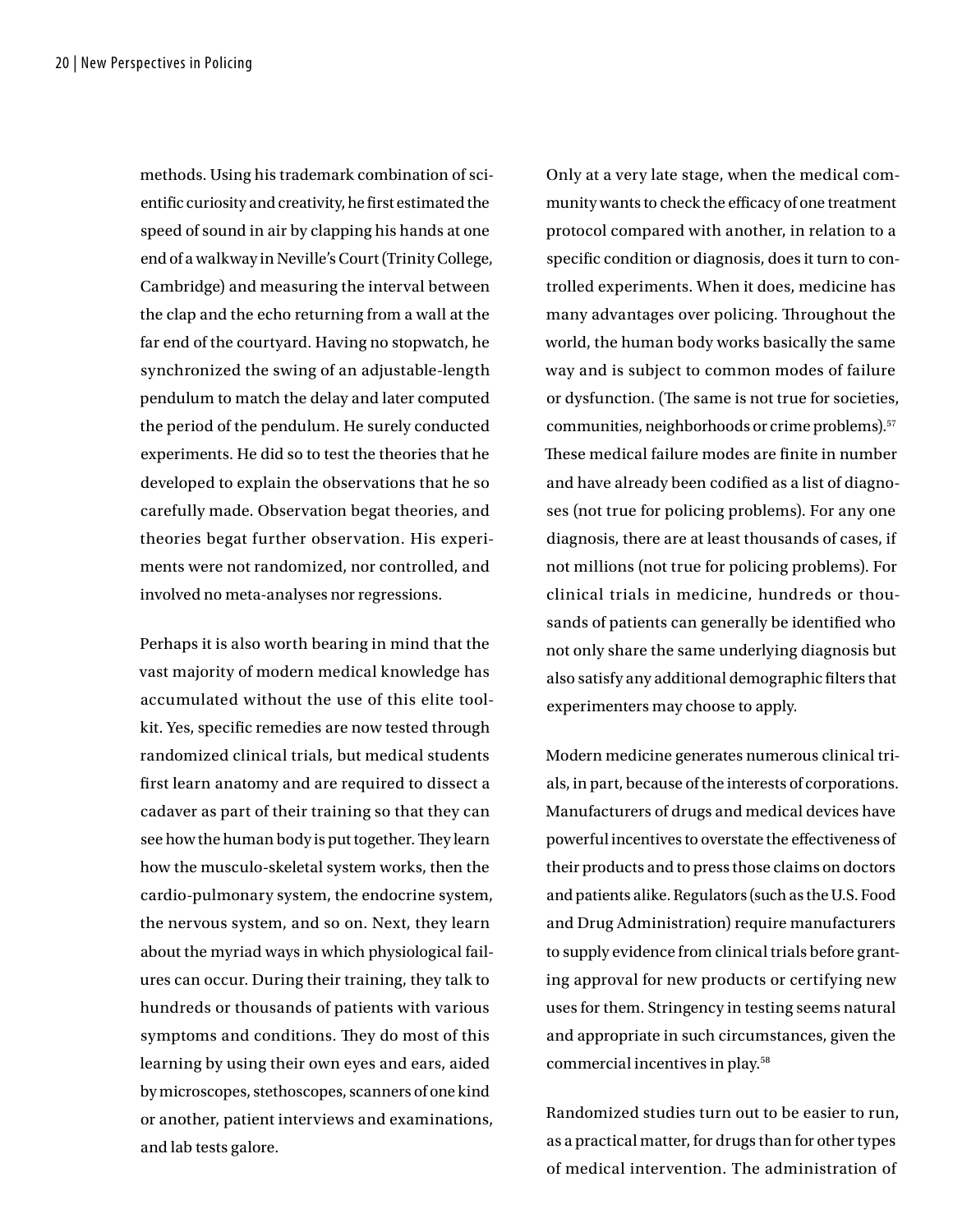methods. Using his trademark combination of scientific curiosity and creativity, he first estimated the speed of sound in air by clapping his hands at one end of a walkway in Neville's Court (Trinity College, Cambridge) and measuring the interval between the clap and the echo returning from a wall at the far end of the courtyard. Having no stopwatch, he synchronized the swing of an adjustable-length pendulum to match the delay and later computed the period of the pendulum. He surely conducted experiments. He did so to test the theories that he developed to explain the observations that he so carefully made. Observation begat theories, and theories begat further observation. His experiments were not randomized, nor controlled, and involved no meta-analyses nor regressions.

Perhaps it is also worth bearing in mind that the vast majority of modern medical knowledge has accumulated without the use of this elite toolkit. Yes, specific remedies are now tested through randomized clinical trials, but medical students first learn anatomy and are required to dissect a cadaver as part of their training so that they can see how the human body is put together. They learn how the musculo-skeletal system works, then the cardio-pulmonary system, the endocrine system, the nervous system, and so on. Next, they learn about the myriad ways in which physiological failures can occur. During their training, they talk to hundreds or thousands of patients with various symptoms and conditions. They do most of this learning by using their own eyes and ears, aided by microscopes, stethoscopes, scanners of one kind or another, patient interviews and examinations, and lab tests galore.

Only at a very late stage, when the medical community wants to check the efficacy of one treatment protocol compared with another, in relation to a specific condition or diagnosis, does it turn to controlled experiments. When it does, medicine has many advantages over policing. Throughout the world, the human body works basically the same way and is subject to common modes of failure or dysfunction. (The same is not true for societies, communities, neighborhoods or crime problems).[57] These medical failure modes are finite in number and have already been codified as a list of diagnoses (not true for policing problems). For any one diagnosis, there are at least thousands of cases, if not millions (not true for policing problems). For clinical trials in medicine, hundreds or thousands of patients can generally be identified who not only share the same underlying diagnosis but also satisfy any additional demographic filters that experimenters may choose to apply.

Modern medicine generates numerous clinical trials, in part, because of the interests of corporations. Manufacturers of drugs and medical devices have powerful incentives to overstate the effectiveness of their products and to press those claims on doctors and patients alike. Regulators (such as the U.S. Food and Drug Administration) require manufacturers to supply evidence from clinical trials before granting approval for new products or certifying new uses for them. Stringency in testing seems natural and appropriate in such circumstances, given the commercial incentives in play.[58]

Randomized studies turn out to be easier to run, as a practical matter, for drugs than for other types of medical intervention. The administration of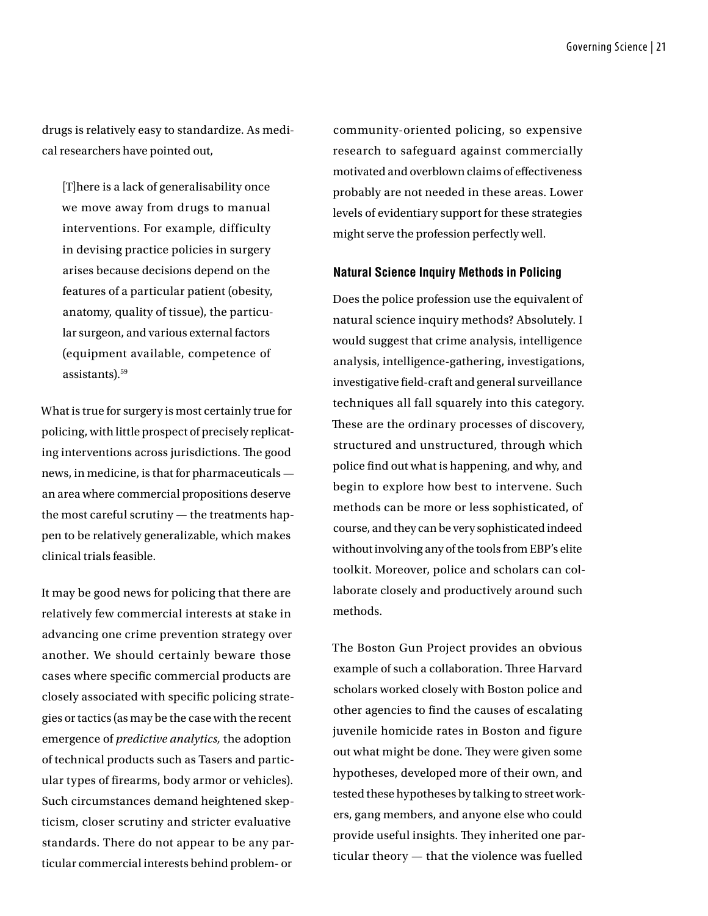drugs is relatively easy to standardize. As medical researchers have pointed out,

> [T]here is a lack of generalisability once we move away from drugs to manual interventions. For example, difficulty in devising practice policies in surgery arises because decisions depend on the features of a particular patient (obesity, anatomy, quality of tissue), the particular surgeon, and various external factors (equipment available, competence of assistants).[59]

What is true for surgery is most certainly true for policing, with little prospect of precisely replicating interventions across jurisdictions. The good news, in medicine, is that for pharmaceuticals — an area where commercial propositions deserve the most careful scrutiny — the treatments happen to be relatively generalizable, which makes clinical trials feasible.

It may be good news for policing that there are relatively few commercial interests at stake in advancing one crime prevention strategy over another. We should certainly beware those cases where specific commercial products are closely associated with specific policing strategies or tactics (as may be the case with the recent emergence of *predictive analytics,* the adoption of technical products such as Tasers and particular types of firearms, body armor or vehicles). Such circumstances demand heightened skepticism, closer scrutiny and stricter evaluative standards. There do not appear to be any particular commercial interests behind problem- or community-oriented policing, so expensive research to safeguard against commercially motivated and overblown claims of effectiveness probably are not needed in these areas. Lower levels of evidentiary support for these strategies might serve the profession perfectly well.

### Natural Science Inquiry Methods in Policing

Does the police profession use the equivalent of natural science inquiry methods? Absolutely. I would suggest that crime analysis, intelligence analysis, intelligence-gathering, investigations, investigative field-craft and general surveillance techniques all fall squarely into this category. These are the ordinary processes of discovery, structured and unstructured, through which police find out what is happening, and why, and begin to explore how best to intervene. Such methods can be more or less sophisticated, of course, and they can be very sophisticated indeed without involving any of the tools from EBP's elite toolkit. Moreover, police and scholars can collaborate closely and productively around such methods.

The Boston Gun Project provides an obvious example of such a collaboration. Three Harvard scholars worked closely with Boston police and other agencies to find the causes of escalating juvenile homicide rates in Boston and figure out what might be done. They were given some hypotheses, developed more of their own, and tested these hypotheses by talking to street workers, gang members, and anyone else who could provide useful insights. They inherited one particular theory — that the violence was fuelled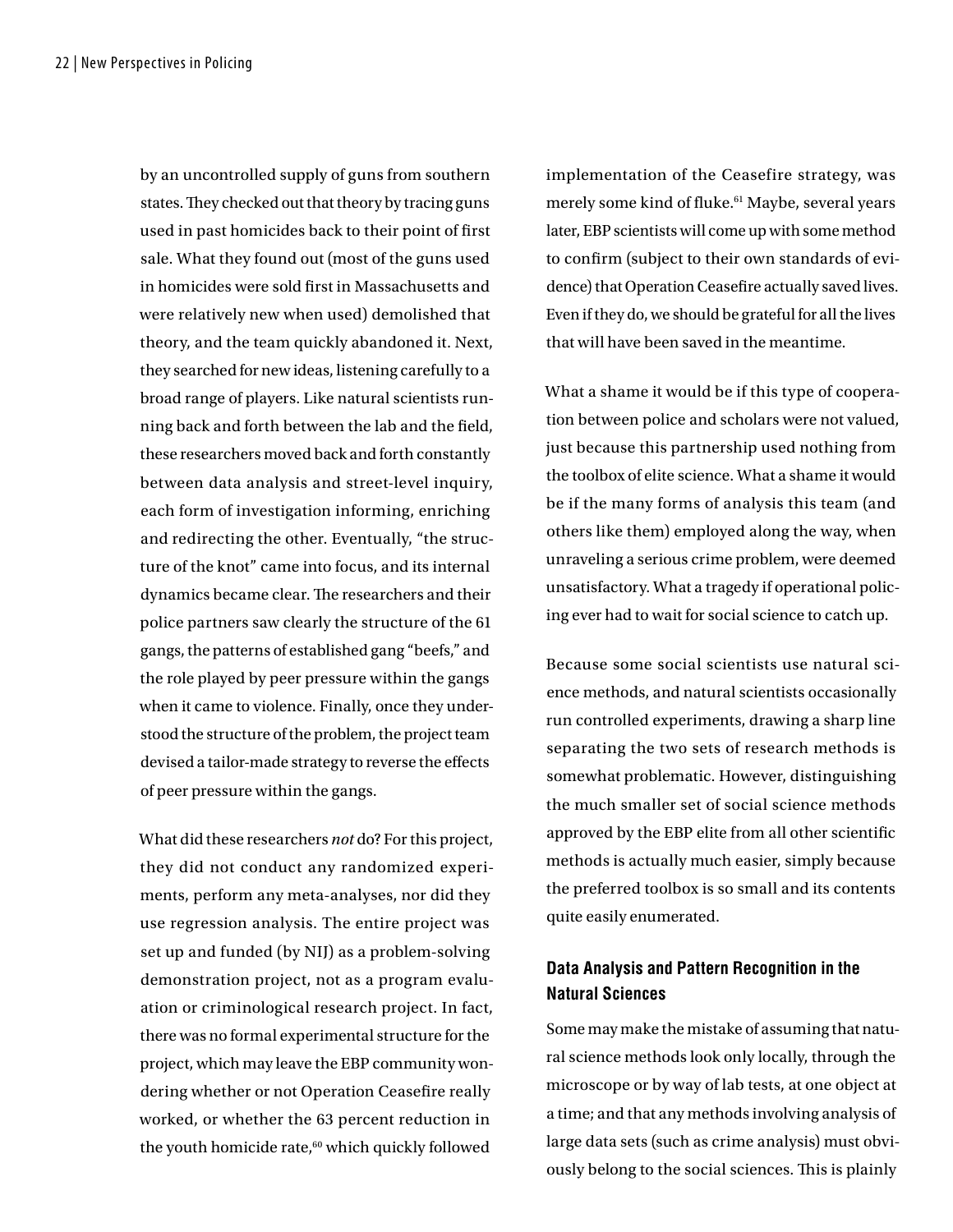by an uncontrolled supply of guns from southern states. They checked out that theory by tracing guns used in past homicides back to their point of first sale. What they found out (most of the guns used in homicides were sold first in Massachusetts and were relatively new when used) demolished that theory, and the team quickly abandoned it. Next, they searched for new ideas, listening carefully to a broad range of players. Like natural scientists running back and forth between the lab and the field, these researchers moved back and forth constantly between data analysis and street-level inquiry, each form of investigation informing, enriching and redirecting the other. Eventually, "the structure of the knot" came into focus, and its internal dynamics became clear. The researchers and their police partners saw clearly the structure of the 61 gangs, the patterns of established gang "beefs," and the role played by peer pressure within the gangs when it came to violence. Finally, once they understood the structure of the problem, the project team devised a tailor-made strategy to reverse the effects of peer pressure within the gangs.

What did these researchers *not* do? For this project, they did not conduct any randomized experiments, perform any meta-analyses, nor did they use regression analysis. The entire project was set up and funded (by NIJ) as a problem-solving demonstration project, not as a program evaluation or criminological research project. In fact, there was no formal experimental structure for the project, which may leave the EBP community wondering whether or not Operation Ceasefire really worked, or whether the 63 percent reduction in the youth homicide rate,[60] which quickly followed implementation of the Ceasefire strategy, was merely some kind of fluke.[61] Maybe, several years later, EBP scientists will come up with some method to confirm (subject to their own standards of evidence) that Operation Ceasefire actually saved lives. Even if they do, we should be grateful for all the lives that will have been saved in the meantime.

What a shame it would be if this type of cooperation between police and scholars were not valued, just because this partnership used nothing from the toolbox of elite science. What a shame it would be if the many forms of analysis this team (and others like them) employed along the way, when unraveling a serious crime problem, were deemed unsatisfactory. What a tragedy if operational policing ever had to wait for social science to catch up.

Because some social scientists use natural science methods, and natural scientists occasionally run controlled experiments, drawing a sharp line separating the two sets of research methods is somewhat problematic. However, distinguishing the much smaller set of social science methods approved by the EBP elite from all other scientific methods is actually much easier, simply because the preferred toolbox is so small and its contents quite easily enumerated.

### Data Analysis and Pattern Recognition in the Natural Sciences

Some may make the mistake of assuming that natural science methods look only locally, through the microscope or by way of lab tests, at one object at a time; and that any methods involving analysis of large data sets (such as crime analysis) must obviously belong to the social sciences. This is plainly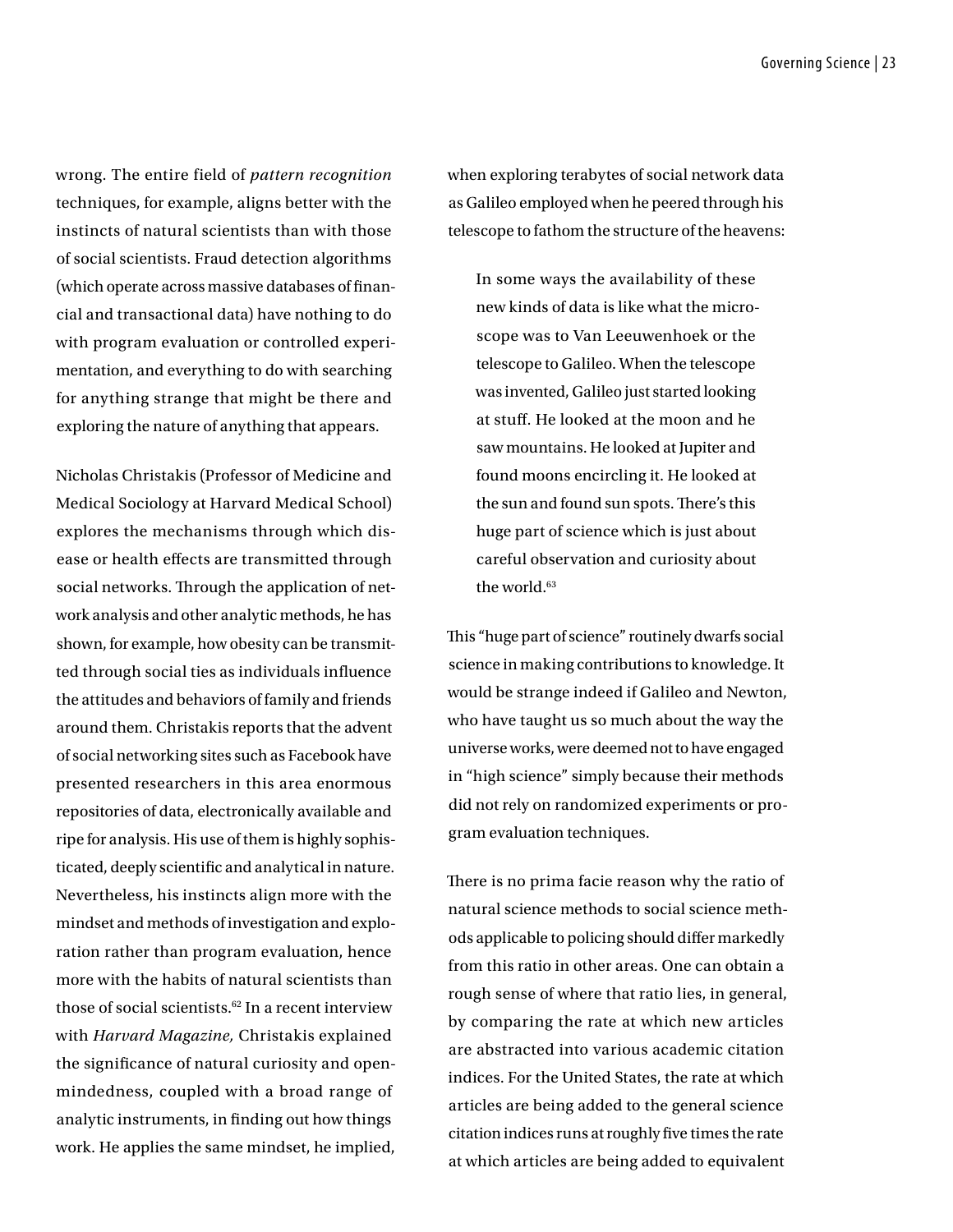wrong. The entire field of *pattern recognition* techniques, for example, aligns better with the instincts of natural scientists than with those of social scientists. Fraud detection algorithms (which operate across massive databases of financial and transactional data) have nothing to do with program evaluation or controlled experimentation, and everything to do with searching for anything strange that might be there and exploring the nature of anything that appears.

Nicholas Christakis (Professor of Medicine and Medical Sociology at Harvard Medical School) explores the mechanisms through which disease or health effects are transmitted through social networks. Through the application of network analysis and other analytic methods, he has shown, for example, how obesity can be transmitted through social ties as individuals influence the attitudes and behaviors of family and friends around them. Christakis reports that the advent of social networking sites such as Facebook have presented researchers in this area enormous repositories of data, electronically available and ripe for analysis. His use of them is highly sophisticated, deeply scientific and analytical in nature. Nevertheless, his instincts align more with the mindset and methods of investigation and exploration rather than program evaluation, hence more with the habits of natural scientists than those of social scientists.[62] In a recent interview with *Harvard Magazine,* Christakis explained the significance of natural curiosity and open-mindedness, coupled with a broad range of analytic instruments, in finding out how things work. He applies the same mindset, he implied, when exploring terabytes of social network data as Galileo employed when he peered through his telescope to fathom the structure of the heavens:

> In some ways the availability of these new kinds of data is like what the microscope was to Van Leeuwenhoek or the telescope to Galileo. When the telescope was invented, Galileo just started looking at stuff. He looked at the moon and he saw mountains. He looked at Jupiter and found moons encircling it. He looked at the sun and found sun spots. There's this huge part of science which is just about careful observation and curiosity about the world.[63]

This "huge part of science" routinely dwarfs social science in making contributions to knowledge. It would be strange indeed if Galileo and Newton, who have taught us so much about the way the universe works, were deemed not to have engaged in "high science" simply because their methods did not rely on randomized experiments or program evaluation techniques.

There is no prima facie reason why the ratio of natural science methods to social science methods applicable to policing should differ markedly from this ratio in other areas. One can obtain a rough sense of where that ratio lies, in general, by comparing the rate at which new articles are abstracted into various academic citation indices. For the United States, the rate at which articles are being added to the general science citation indices runs at roughly five times the rate at which articles are being added to equivalent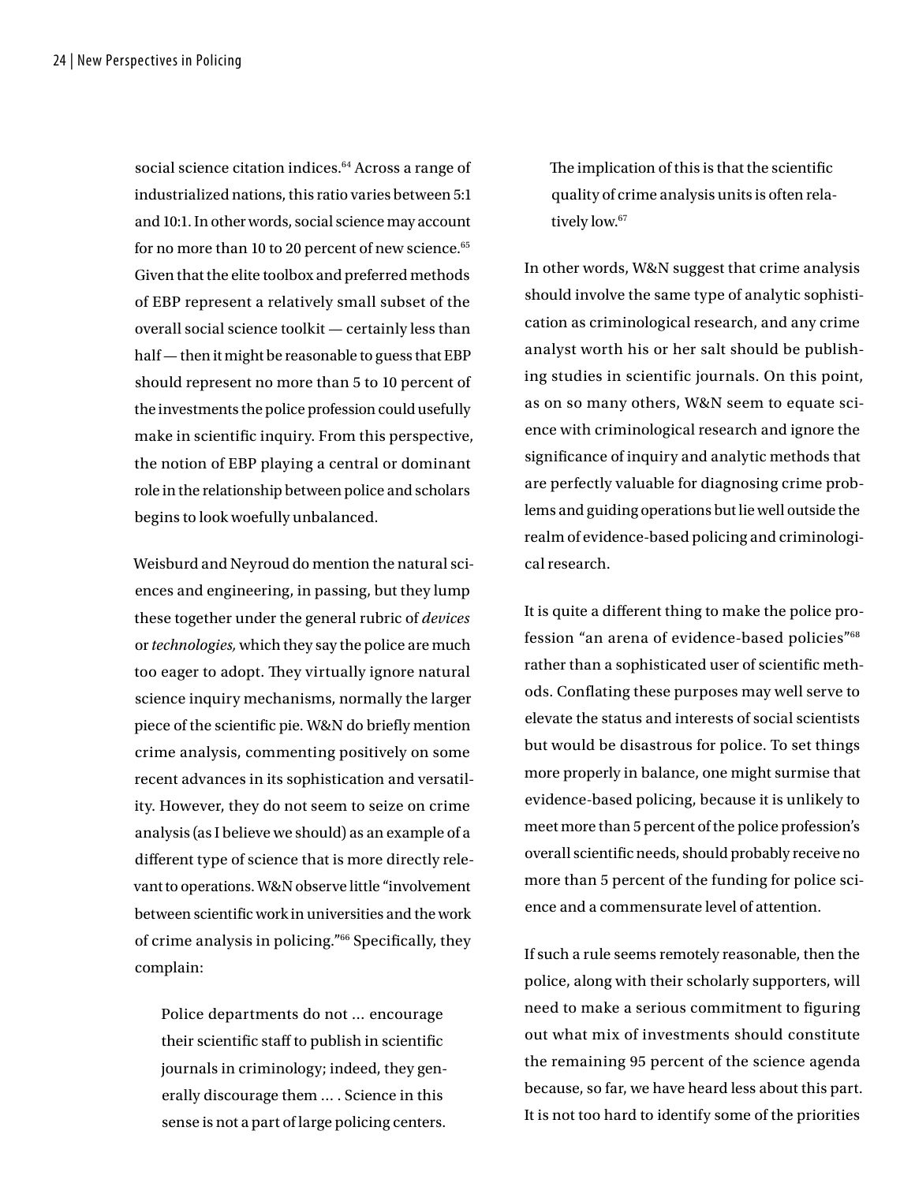social science citation indices.[64] Across a range of industrialized nations, this ratio varies between 5:1 and 10:1. In other words, social science may account for no more than 10 to 20 percent of new science.[65] Given that the elite toolbox and preferred methods of EBP represent a relatively small subset of the overall social science toolkit — certainly less than half — then it might be reasonable to guess that EBP should represent no more than 5 to 10 percent of the investments the police profession could usefully make in scientific inquiry. From this perspective, the notion of EBP playing a central or dominant role in the relationship between police and scholars begins to look woefully unbalanced.

Weisburd and Neyroud do mention the natural sciences and engineering, in passing, but they lump these together under the general rubric of *devices* or *technologies,* which they say the police are much too eager to adopt. They virtually ignore natural science inquiry mechanisms, normally the larger piece of the scientific pie. W&N do briefly mention crime analysis, commenting positively on some recent advances in its sophistication and versatility. However, they do not seem to seize on crime analysis (as I believe we should) as an example of a different type of science that is more directly relevant to operations. W&N observe little "involvement between scientific work in universities and the work of crime analysis in policing."[66] Specifically, they complain:

> Police departments do not ... encourage their scientific staff to publish in scientific journals in criminology; indeed, they generally discourage them ... . Science in this sense is not a part of large policing centers. The implication of this is that the scientific quality of crime analysis units is often relatively low.[67]

In other words, W&N suggest that crime analysis should involve the same type of analytic sophistication as criminological research, and any crime analyst worth his or her salt should be publishing studies in scientific journals. On this point, as on so many others, W&N seem to equate science with criminological research and ignore the significance of inquiry and analytic methods that are perfectly valuable for diagnosing crime problems and guiding operations but lie well outside the realm of evidence-based policing and criminological research.

It is quite a different thing to make the police profession "an arena of evidence-based policies"[68] rather than a sophisticated user of scientific methods. Conflating these purposes may well serve to elevate the status and interests of social scientists but would be disastrous for police. To set things more properly in balance, one might surmise that evidence-based policing, because it is unlikely to meet more than 5 percent of the police profession's overall scientific needs, should probably receive no more than 5 percent of the funding for police science and a commensurate level of attention.

If such a rule seems remotely reasonable, then the police, along with their scholarly supporters, will need to make a serious commitment to figuring out what mix of investments should constitute the remaining 95 percent of the science agenda because, so far, we have heard less about this part. It is not too hard to identify some of the priorities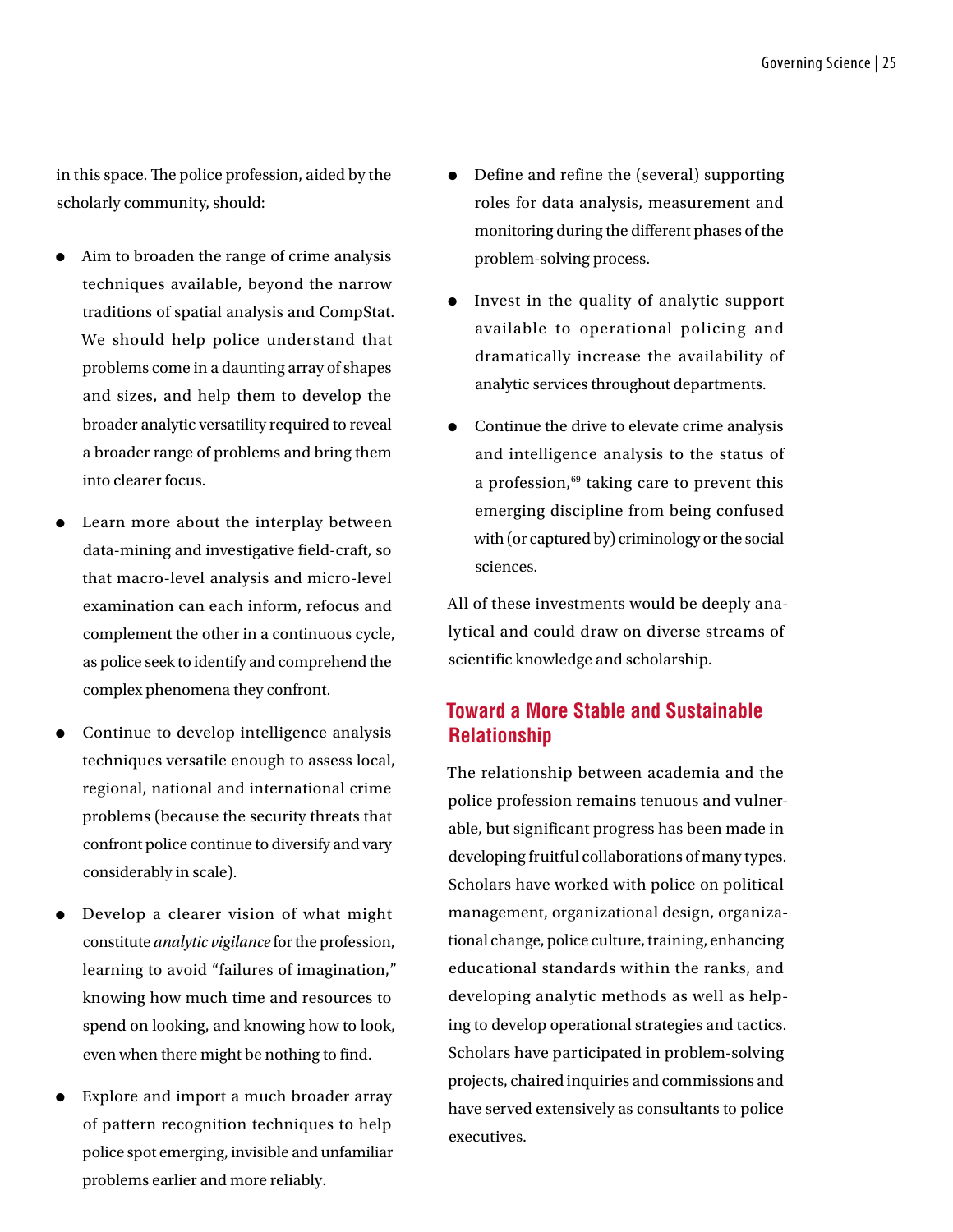in this space. The police profession, aided by the scholarly community, should:

- Aim to broaden the range of crime analysis techniques available, beyond the narrow traditions of spatial analysis and CompStat. We should help police understand that problems come in a daunting array of shapes and sizes, and help them to develop the broader analytic versatility required to reveal a broader range of problems and bring them into clearer focus.

- Learn more about the interplay between data-mining and investigative field-craft, so that macro-level analysis and micro-level examination can each inform, refocus and complement the other in a continuous cycle, as police seek to identify and comprehend the complex phenomena they confront.

- Continue to develop intelligence analysis techniques versatile enough to assess local, regional, national and international crime problems (because the security threats that confront police continue to diversify and vary considerably in scale).

- Develop a clearer vision of what might constitute *analytic vigilance* for the profession, learning to avoid "failures of imagination," knowing how much time and resources to spend on looking, and knowing how to look, even when there might be nothing to find.

- Explore and import a much broader array of pattern recognition techniques to help police spot emerging, invisible and unfamiliar problems earlier and more reliably.

- Define and refine the (several) supporting roles for data analysis, measurement and monitoring during the different phases of the problem-solving process.

- Invest in the quality of analytic support available to operational policing and dramatically increase the availability of analytic services throughout departments.

- Continue the drive to elevate crime analysis and intelligence analysis to the status of a profession,[69] taking care to prevent this emerging discipline from being confused with (or captured by) criminology or the social sciences.

All of these investments would be deeply analytical and could draw on diverse streams of scientific knowledge and scholarship.

## Toward a More Stable and Sustainable Relationship

The relationship between academia and the police profession remains tenuous and vulnerable, but significant progress has been made in developing fruitful collaborations of many types. Scholars have worked with police on political management, organizational design, organizational change, police culture, training, enhancing educational standards within the ranks, and developing analytic methods as well as helping to develop operational strategies and tactics. Scholars have participated in problem-solving projects, chaired inquiries and commissions and have served extensively as consultants to police executives.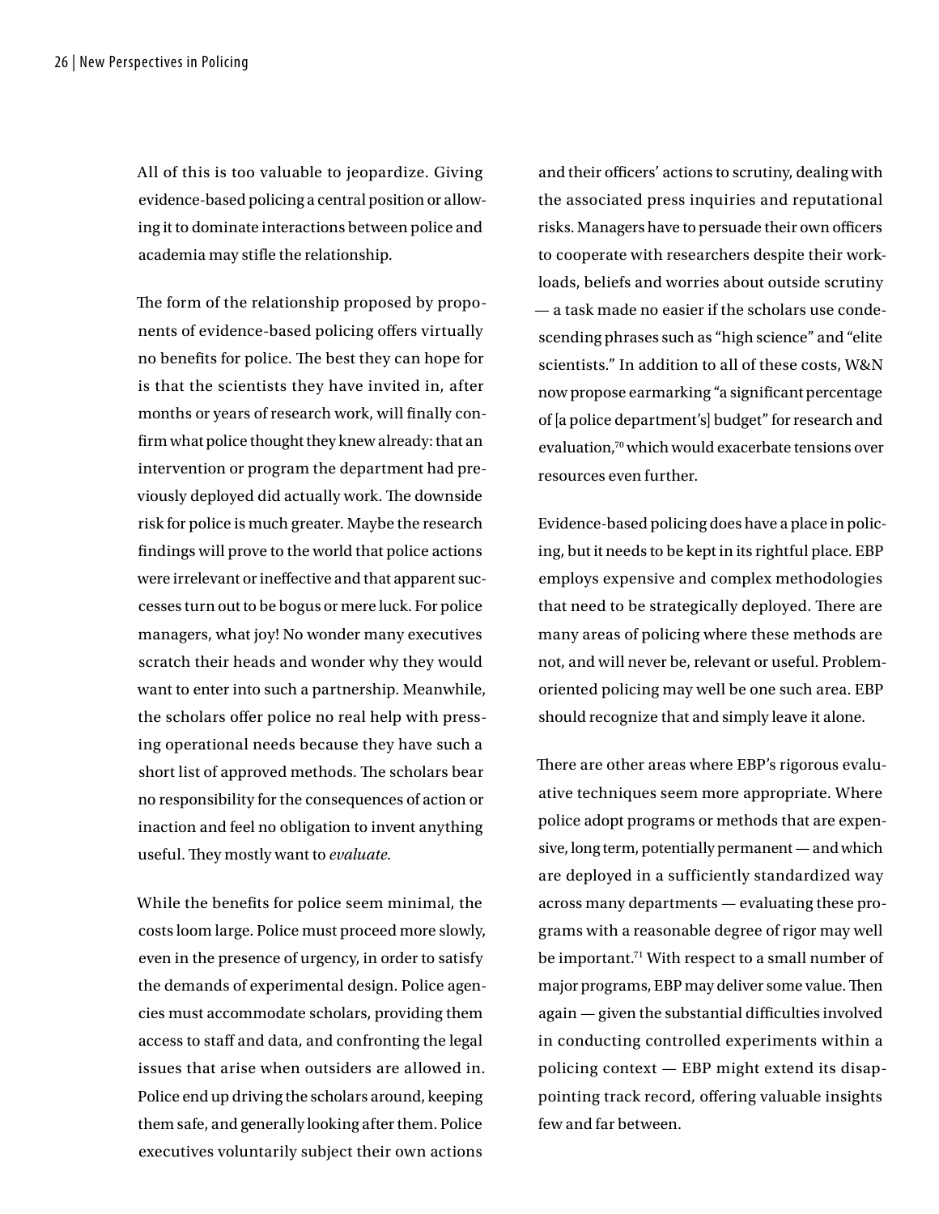All of this is too valuable to jeopardize. Giving evidence-based policing a central position or allowing it to dominate interactions between police and academia may stifle the relationship.

The form of the relationship proposed by proponents of evidence-based policing offers virtually no benefits for police. The best they can hope for is that the scientists they have invited in, after months or years of research work, will finally confirm what police thought they knew already: that an intervention or program the department had previously deployed did actually work. The downside risk for police is much greater. Maybe the research findings will prove to the world that police actions were irrelevant or ineffective and that apparent successes turn out to be bogus or mere luck. For police managers, what joy! No wonder many executives scratch their heads and wonder why they would want to enter into such a partnership. Meanwhile, the scholars offer police no real help with pressing operational needs because they have such a short list of approved methods. The scholars bear no responsibility for the consequences of action or inaction and feel no obligation to invent anything useful. They mostly want to *evaluate*.

While the benefits for police seem minimal, the costs loom large. Police must proceed more slowly, even in the presence of urgency, in order to satisfy the demands of experimental design. Police agencies must accommodate scholars, providing them access to staff and data, and confronting the legal issues that arise when outsiders are allowed in. Police end up driving the scholars around, keeping them safe, and generally looking after them. Police executives voluntarily subject their own actions and their officers' actions to scrutiny, dealing with the associated press inquiries and reputational risks. Managers have to persuade their own officers to cooperate with researchers despite their workloads, beliefs and worries about outside scrutiny — a task made no easier if the scholars use condescending phrases such as "high science" and "elite scientists." In addition to all of these costs, W&N now propose earmarking "a significant percentage of [a police department's] budget" for research and evaluation,[70] which would exacerbate tensions over resources even further.

Evidence-based policing does have a place in policing, but it needs to be kept in its rightful place. EBP employs expensive and complex methodologies that need to be strategically deployed. There are many areas of policing where these methods are not, and will never be, relevant or useful. Problem-oriented policing may well be one such area. EBP should recognize that and simply leave it alone.

There are other areas where EBP's rigorous evaluative techniques seem more appropriate. Where police adopt programs or methods that are expensive, long term, potentially permanent — and which are deployed in a sufficiently standardized way across many departments — evaluating these programs with a reasonable degree of rigor may well be important.[71] With respect to a small number of major programs, EBP may deliver some value. Then again — given the substantial difficulties involved in conducting controlled experiments within a policing context — EBP might extend its disappointing track record, offering valuable insights few and far between.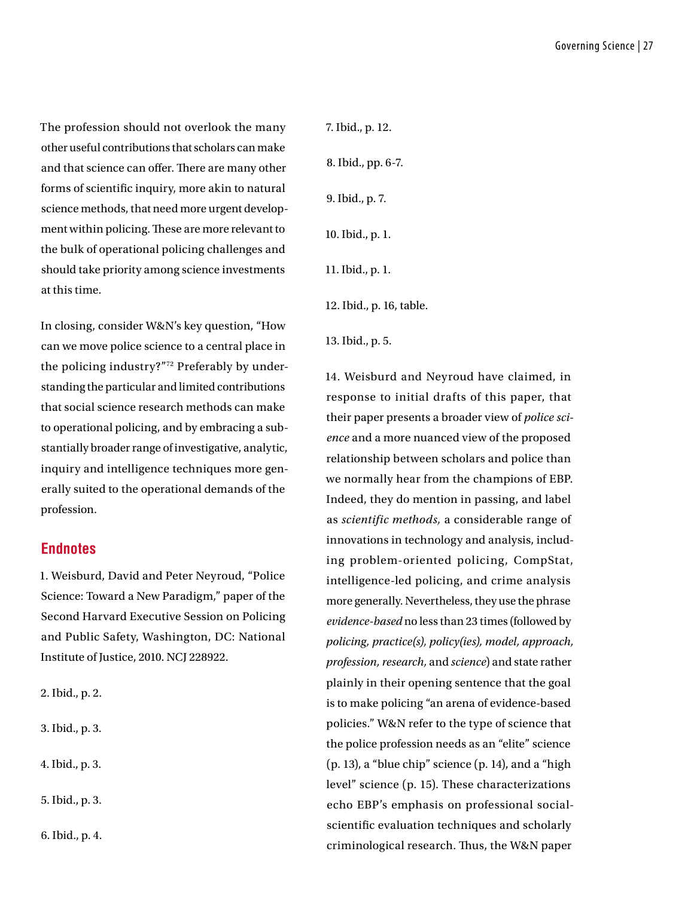The profession should not overlook the many other useful contributions that scholars can make and that science can offer. There are many other forms of scientific inquiry, more akin to natural science methods, that need more urgent development within policing. These are more relevant to the bulk of operational policing challenges and should take priority among science investments at this time.

In closing, consider W&N's key question, "How can we move police science to a central place in the policing industry?"[72] Preferably by understanding the particular and limited contributions that social science research methods can make to operational policing, and by embracing a substantially broader range of investigative, analytic, inquiry and intelligence techniques more generally suited to the operational demands of the profession.

## Endnotes

1. Weisburd, David and Peter Neyroud, "Police Science: Toward a New Paradigm," paper of the Second Harvard Executive Session on Policing and Public Safety, Washington, DC: National Institute of Justice, 2010. NCJ 228922.

2. Ibid., p. 2.

3. Ibid., p. 3.

4. Ibid., p. 3.

5. Ibid., p. 3.

6. Ibid., p. 4.

7. Ibid., p. 12.

8. Ibid., pp. 6-7.

9. Ibid., p. 7.

10. Ibid., p. 1.

11. Ibid., p. 1.

12. Ibid., p. 16, table.

13. Ibid., p. 5.

14. Weisburd and Neyroud have claimed, in response to initial drafts of this paper, that their paper presents a broader view of *police science* and a more nuanced view of the proposed relationship between scholars and police than we normally hear from the champions of EBP. Indeed, they do mention in passing, and label as *scientific methods,* a considerable range of innovations in technology and analysis, including problem-oriented policing, CompStat, intelligence-led policing, and crime analysis more generally. Nevertheless, they use the phrase *evidence-based* no less than 23 times (followed by *policing, practice(s), policy(ies), model, approach, profession, research,* and *science*) and state rather plainly in their opening sentence that the goal is to make policing "an arena of evidence-based policies." W&N refer to the type of science that the police profession needs as an "elite" science (p. 13), a "blue chip" science (p. 14), and a "high level" science (p. 15). These characterizations echo EBP's emphasis on professional social-scientific evaluation techniques and scholarly criminological research. Thus, the W&N paper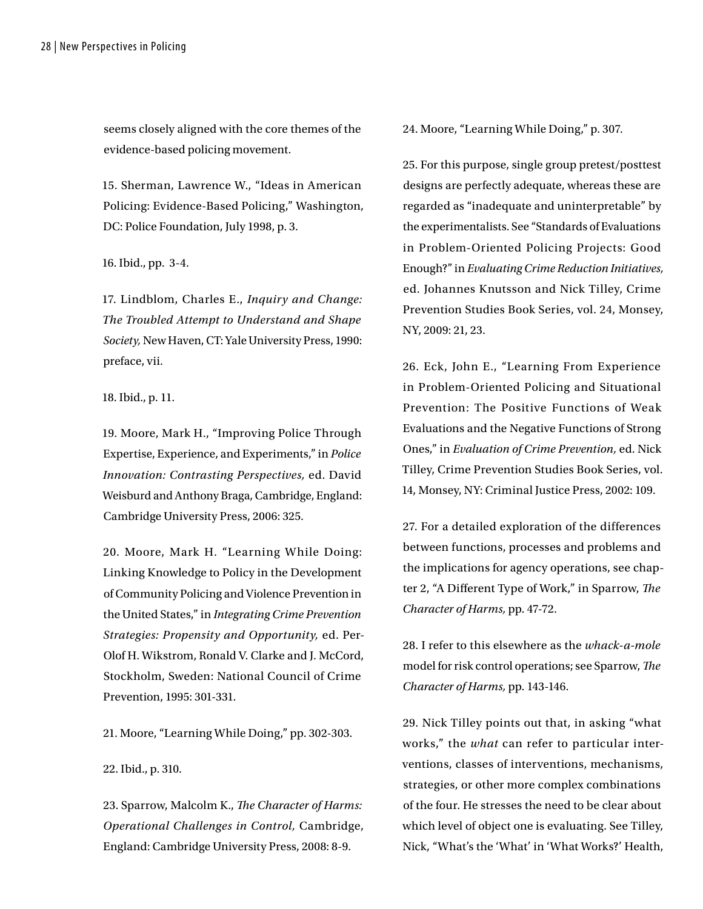seems closely aligned with the core themes of the evidence-based policing movement.

15. Sherman, Lawrence W., "Ideas in American Policing: Evidence-Based Policing," Washington, DC: Police Foundation, July 1998, p. 3.

16. Ibid., pp. 3-4.

17. Lindblom, Charles E., *Inquiry and Change: The Troubled Attempt to Understand and Shape Society,* New Haven, CT: Yale University Press, 1990: preface, vii.

18. Ibid., p. 11.

19. Moore, Mark H., "Improving Police Through Expertise, Experience, and Experiments," in *Police Innovation: Contrasting Perspectives,* ed. David Weisburd and Anthony Braga, Cambridge, England: Cambridge University Press, 2006: 325.

20. Moore, Mark H. "Learning While Doing: Linking Knowledge to Policy in the Development of Community Policing and Violence Prevention in the United States," in *Integrating Crime Prevention Strategies: Propensity and Opportunity,* ed. Per-Olof H. Wikstrom, Ronald V. Clarke and J. McCord, Stockholm, Sweden: National Council of Crime Prevention, 1995: 301-331.

21. Moore, "Learning While Doing," pp. 302-303.

22. Ibid., p. 310.

23. Sparrow, Malcolm K., *The Character of Harms: Operational Challenges in Control,* Cambridge, England: Cambridge University Press, 2008: 8-9.

24. Moore, "Learning While Doing," p. 307.

25. For this purpose, single group pretest/posttest designs are perfectly adequate, whereas these are regarded as "inadequate and uninterpretable" by the experimentalists. See "Standards of Evaluations in Problem-Oriented Policing Projects: Good Enough?" in *Evaluating Crime Reduction Initiatives,* ed. Johannes Knutsson and Nick Tilley, Crime Prevention Studies Book Series, vol. 24, Monsey, NY, 2009: 21, 23.

26. Eck, John E., "Learning From Experience in Problem-Oriented Policing and Situational Prevention: The Positive Functions of Weak Evaluations and the Negative Functions of Strong Ones," in *Evaluation of Crime Prevention,* ed. Nick Tilley, Crime Prevention Studies Book Series, vol. 14, Monsey, NY: Criminal Justice Press, 2002: 109.

27. For a detailed exploration of the differences between functions, processes and problems and the implications for agency operations, see chapter 2, "A Different Type of Work," in Sparrow, *The Character of Harms,* pp. 47-72.

28. I refer to this elsewhere as the *whack-a-mole* model for risk control operations; see Sparrow, *The Character of Harms,* pp. 143-146.

29. Nick Tilley points out that, in asking "what works," the *what* can refer to particular interventions, classes of interventions, mechanisms, strategies, or other more complex combinations of the four. He stresses the need to be clear about which level of object one is evaluating. See Tilley, Nick, "What's the 'What' in 'What Works?' Health,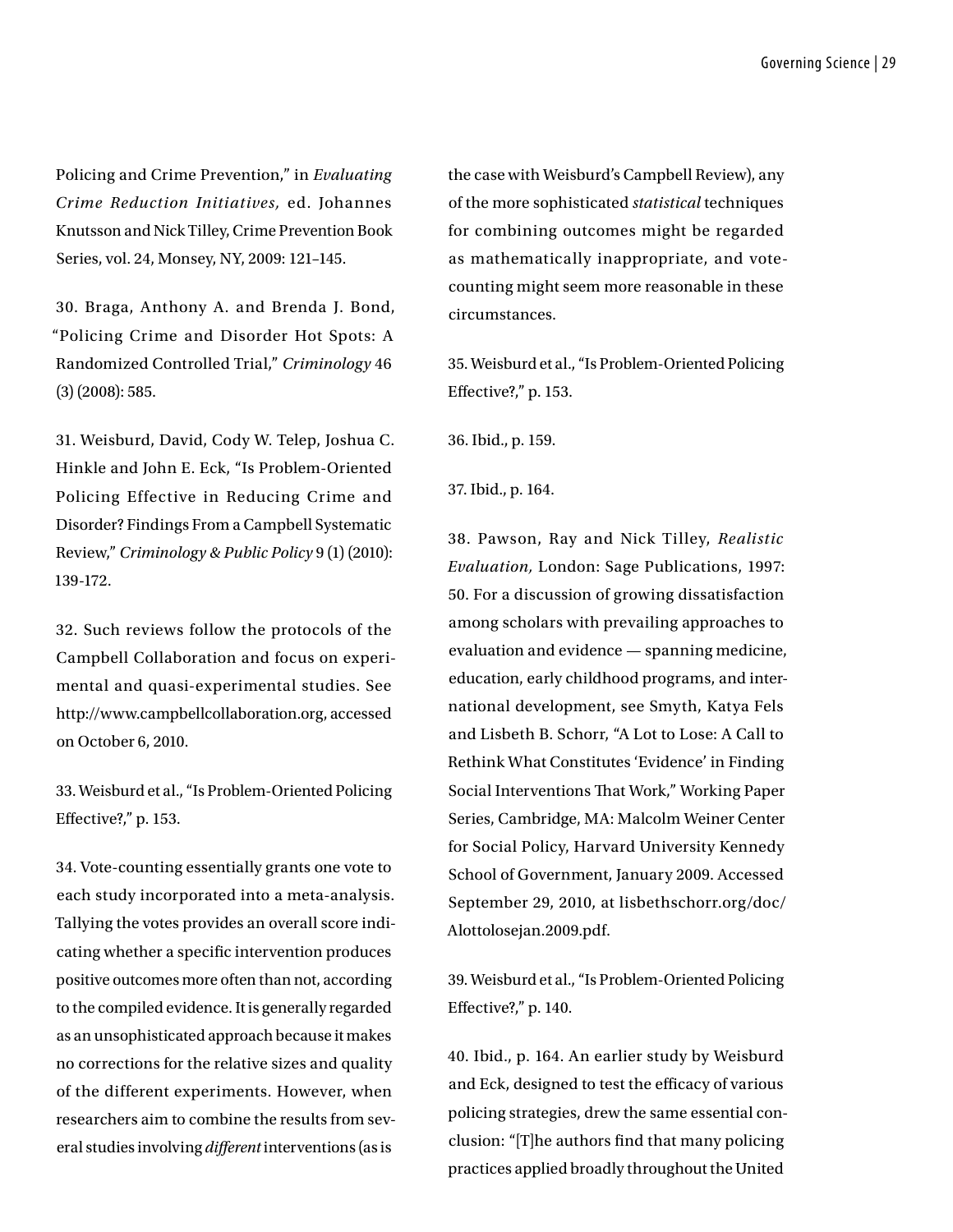Policing and Crime Prevention," in *Evaluating Crime Reduction Initiatives,* ed. Johannes Knutsson and Nick Tilley, Crime Prevention Book Series, vol. 24, Monsey, NY, 2009: 121–145.

30. Braga, Anthony A. and Brenda J. Bond, "Policing Crime and Disorder Hot Spots: A Randomized Controlled Trial," *Criminology* 46 (3) (2008): 585.

31. Weisburd, David, Cody W. Telep, Joshua C. Hinkle and John E. Eck, "Is Problem-Oriented Policing Effective in Reducing Crime and Disorder? Findings From a Campbell Systematic Review," *Criminology & Public Policy* 9 (1) (2010): 139-172.

32. Such reviews follow the protocols of the Campbell Collaboration and focus on experimental and quasi-experimental studies. See http://www.campbellcollaboration.org, accessed on October 6, 2010.

33. Weisburd et al., "Is Problem-Oriented Policing Effective?," p. 153.

34. Vote-counting essentially grants one vote to each study incorporated into a meta-analysis. Tallying the votes provides an overall score indicating whether a specific intervention produces positive outcomes more often than not, according to the compiled evidence. It is generally regarded as an unsophisticated approach because it makes no corrections for the relative sizes and quality of the different experiments. However, when researchers aim to combine the results from several studies involving *different* interventions (as is the case with Weisburd's Campbell Review), any of the more sophisticated *statistical* techniques for combining outcomes might be regarded as mathematically inappropriate, and vote-counting might seem more reasonable in these circumstances.

35. Weisburd et al., "Is Problem-Oriented Policing Effective?," p. 153.

36. Ibid., p. 159.

37. Ibid., p. 164.

38. Pawson, Ray and Nick Tilley, *Realistic Evaluation,* London: Sage Publications, 1997: 50. For a discussion of growing dissatisfaction among scholars with prevailing approaches to evaluation and evidence — spanning medicine, education, early childhood programs, and international development, see Smyth, Katya Fels and Lisbeth B. Schorr, "A Lot to Lose: A Call to Rethink What Constitutes 'Evidence' in Finding Social Interventions That Work," Working Paper Series, Cambridge, MA: Malcolm Weiner Center for Social Policy, Harvard University Kennedy School of Government, January 2009. Accessed September 29, 2010, at lisbethschorr.org/doc/Alottolosejan.2009.pdf.

39. Weisburd et al., "Is Problem-Oriented Policing Effective?," p. 140.

40. Ibid., p. 164. An earlier study by Weisburd and Eck, designed to test the efficacy of various policing strategies, drew the same essential conclusion: "[T]he authors find that many policing practices applied broadly throughout the United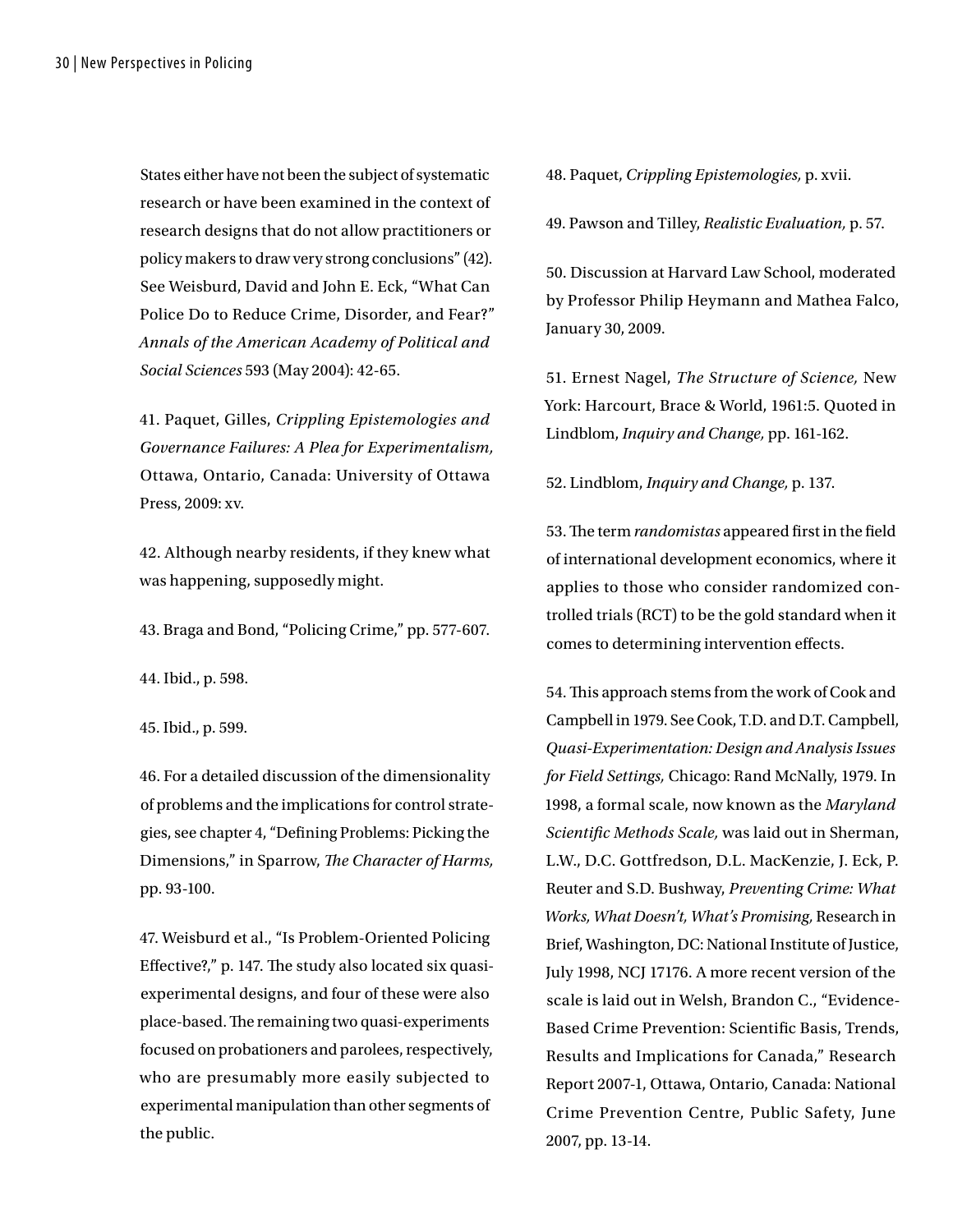States either have not been the subject of systematic research or have been examined in the context of research designs that do not allow practitioners or policy makers to draw very strong conclusions" (42). See Weisburd, David and John E. Eck, "What Can Police Do to Reduce Crime, Disorder, and Fear?" *Annals of the American Academy of Political and Social Sciences* 593 (May 2004): 42-65.

41. Paquet, Gilles, *Crippling Epistemologies and Governance Failures: A Plea for Experimentalism,* Ottawa, Ontario, Canada: University of Ottawa Press, 2009: xv.

42. Although nearby residents, if they knew what was happening, supposedly might.

43. Braga and Bond, "Policing Crime," pp. 577-607.

44. Ibid., p. 598.

45. Ibid., p. 599.

46. For a detailed discussion of the dimensionality of problems and the implications for control strategies, see chapter 4, "Defining Problems: Picking the Dimensions," in Sparrow, *The Character of Harms,* pp. 93-100.

47. Weisburd et al., "Is Problem-Oriented Policing Effective?," p. 147. The study also located six quasi-experimental designs, and four of these were also place-based. The remaining two quasi-experiments focused on probationers and parolees, respectively, who are presumably more easily subjected to experimental manipulation than other segments of the public.

48. Paquet, *Crippling Epistemologies,* p. xvii.

49. Pawson and Tilley, *Realistic Evaluation,* p. 57.

50. Discussion at Harvard Law School, moderated by Professor Philip Heymann and Mathea Falco, January 30, 2009.

51. Ernest Nagel, *The Structure of Science,* New York: Harcourt, Brace & World, 1961:5. Quoted in Lindblom, *Inquiry and Change,* pp. 161-162.

52. Lindblom, *Inquiry and Change,* p. 137.

53. The term *randomistas* appeared first in the field of international development economics, where it applies to those who consider randomized controlled trials (RCT) to be the gold standard when it comes to determining intervention effects.

54. This approach stems from the work of Cook and Campbell in 1979. See Cook, T.D. and D.T. Campbell, *Quasi-Experimentation: Design and Analysis Issues for Field Settings,* Chicago: Rand McNally, 1979. In 1998, a formal scale, now known as the *Maryland Scientific Methods Scale,* was laid out in Sherman, L.W., D.C. Gottfredson, D.L. MacKenzie, J. Eck, P. Reuter and S.D. Bushway, *Preventing Crime: What Works, What Doesn't, What's Promising,* Research in Brief, Washington, DC: National Institute of Justice, July 1998, NCJ 17176. A more recent version of the scale is laid out in Welsh, Brandon C., "Evidence-Based Crime Prevention: Scientific Basis, Trends, Results and Implications for Canada," Research Report 2007-1, Ottawa, Ontario, Canada: National Crime Prevention Centre, Public Safety, June 2007, pp. 13-14.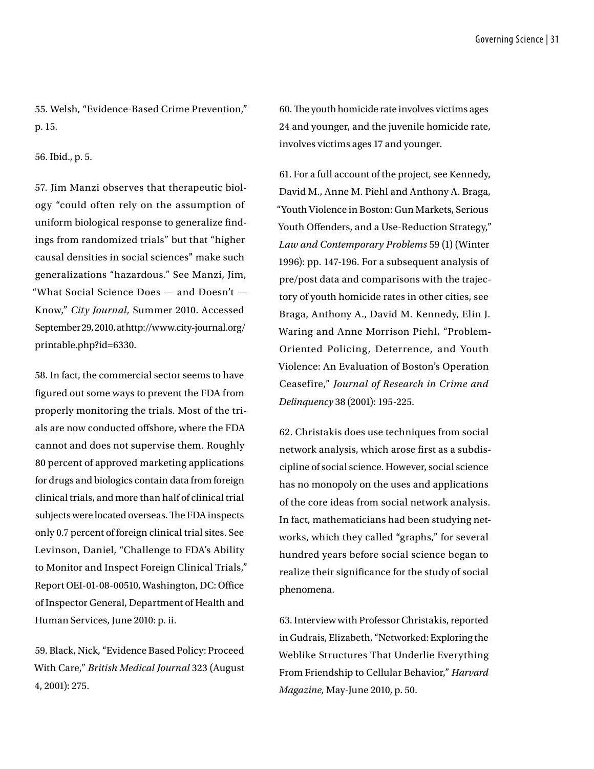55. Welsh, "Evidence-Based Crime Prevention," p. 15.

56. Ibid., p. 5.

57. Jim Manzi observes that therapeutic biology "could often rely on the assumption of uniform biological response to generalize findings from randomized trials" but that "higher causal densities in social sciences" make such generalizations "hazardous." See Manzi, Jim, "What Social Science Does — and Doesn't — Know," *City Journal,* Summer 2010. Accessed September 29, 2010, at http://www.city-journal.org/printable.php?id=6330.

58. In fact, the commercial sector seems to have figured out some ways to prevent the FDA from properly monitoring the trials. Most of the trials are now conducted offshore, where the FDA cannot and does not supervise them. Roughly 80 percent of approved marketing applications for drugs and biologics contain data from foreign clinical trials, and more than half of clinical trial subjects were located overseas. The FDA inspects only 0.7 percent of foreign clinical trial sites. See Levinson, Daniel, "Challenge to FDA's Ability to Monitor and Inspect Foreign Clinical Trials," Report OEI-01-08-00510, Washington, DC: Office of Inspector General, Department of Health and Human Services, June 2010: p. ii.

59. Black, Nick, "Evidence Based Policy: Proceed With Care," *British Medical Journal* 323 (August 4, 2001): 275.

60. The youth homicide rate involves victims ages 24 and younger, and the juvenile homicide rate, involves victims ages 17 and younger.

61. For a full account of the project, see Kennedy, David M., Anne M. Piehl and Anthony A. Braga, "Youth Violence in Boston: Gun Markets, Serious Youth Offenders, and a Use-Reduction Strategy," *Law and Contemporary Problems* 59 (1) (Winter 1996): pp. 147-196. For a subsequent analysis of pre/post data and comparisons with the trajectory of youth homicide rates in other cities, see Braga, Anthony A., David M. Kennedy, Elin J. Waring and Anne Morrison Piehl, "Problem-Oriented Policing, Deterrence, and Youth Violence: An Evaluation of Boston's Operation Ceasefire," *Journal of Research in Crime and Delinquency* 38 (2001): 195-225.

62. Christakis does use techniques from social network analysis, which arose first as a subdiscipline of social science. However, social science has no monopoly on the uses and applications of the core ideas from social network analysis. In fact, mathematicians had been studying networks, which they called "graphs," for several hundred years before social science began to realize their significance for the study of social phenomena.

63. Interview with Professor Christakis, reported in Gudrais, Elizabeth, "Networked: Exploring the Weblike Structures That Underlie Everything From Friendship to Cellular Behavior," *Harvard Magazine,* May-June 2010, p. 50.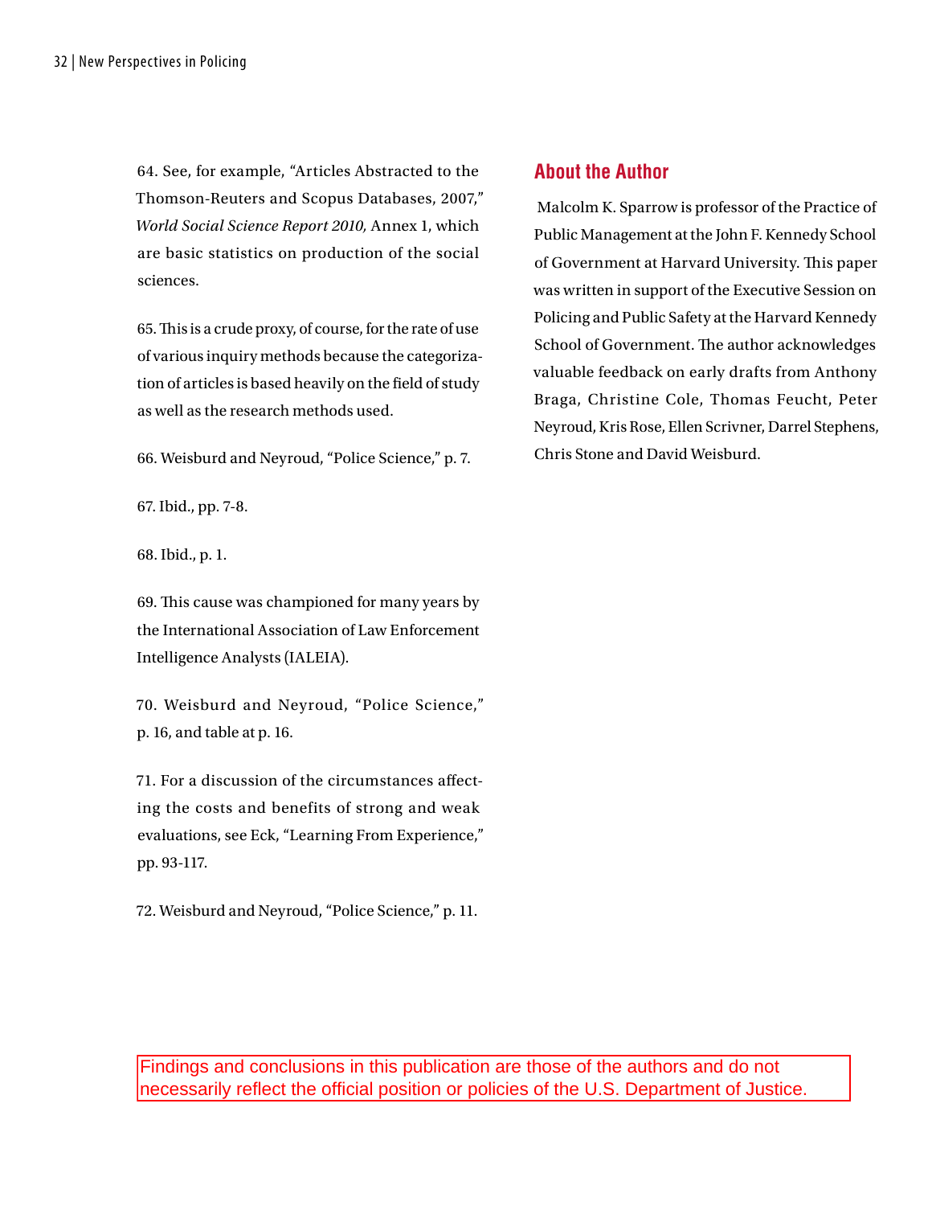64. See, for example, "Articles Abstracted to the Thomson-Reuters and Scopus Databases, 2007," *World Social Science Report 2010,* Annex 1, which are basic statistics on production of the social sciences.

65. This is a crude proxy, of course, for the rate of use of various inquiry methods because the categorization of articles is based heavily on the field of study as well as the research methods used.

66. Weisburd and Neyroud, "Police Science," p. 7.

67. Ibid., pp. 7-8.

68. Ibid., p. 1.

69. This cause was championed for many years by the International Association of Law Enforcement Intelligence Analysts (IALEIA).

70. Weisburd and Neyroud, "Police Science," p. 16, and table at p. 16.

71. For a discussion of the circumstances affecting the costs and benefits of strong and weak evaluations, see Eck, "Learning From Experience," pp. 93-117.

72. Weisburd and Neyroud, "Police Science," p. 11.

## About the Author

Malcolm K. Sparrow is professor of the Practice of Public Management at the John F. Kennedy School of Government at Harvard University. This paper was written in support of the Executive Session on Policing and Public Safety at the Harvard Kennedy School of Government. The author acknowledges valuable feedback on early drafts from Anthony Braga, Christine Cole, Thomas Feucht, Peter Neyroud, Kris Rose, Ellen Scrivner, Darrel Stephens, Chris Stone and David Weisburd.

Findings and conclusions in this publication are those of the authors and do not necessarily reflect the official position or policies of the U.S. Department of Justice.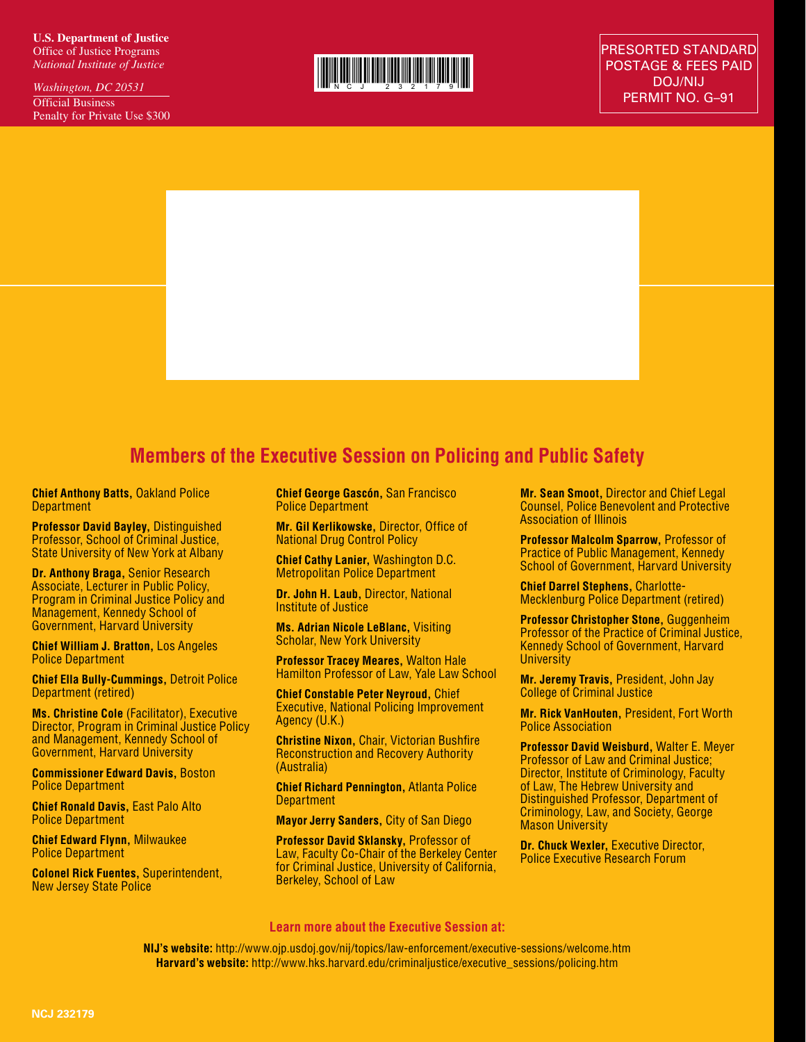**U.S. Department of Justice**
Office of Justice Programs
*National Institute of Justice*

*Washington, DC 20531*
Official Business
Penalty for Private Use $300

PRESORTED STANDARD
POSTAGE & FEES PAID
DOJ/NIJ
PERMIT NO. G–91

## Members of the Executive Session on Policing and Public Safety

**Chief Anthony Batts,** Oakland Police Department

**Professor David Bayley,** Distinguished Professor, School of Criminal Justice, State University of New York at Albany

**Dr. Anthony Braga,** Senior Research Associate, Lecturer in Public Policy, Program in Criminal Justice Policy and Management, Kennedy School of Government, Harvard University

**Chief William J. Bratton,** Los Angeles Police Department

**Chief Ella Bully-Cummings,** Detroit Police Department (retired)

**Ms. Christine Cole** (Facilitator), Executive Director, Program in Criminal Justice Policy and Management, Kennedy School of Government, Harvard University

**Commissioner Edward Davis,** Boston Police Department

**Chief Ronald Davis,** East Palo Alto Police Department

**Chief Edward Flynn,** Milwaukee Police Department

**Colonel Rick Fuentes,** Superintendent, New Jersey State Police

**Chief George Gascón,** San Francisco Police Department

**Mr. Gil Kerlikowske,** Director, Office of National Drug Control Policy

**Chief Cathy Lanier,** Washington D.C. Metropolitan Police Department

**Dr. John H. Laub,** Director, National Institute of Justice

**Ms. Adrian Nicole LeBlanc,** Visiting Scholar, New York University

**Professor Tracey Meares,** Walton Hale Hamilton Professor of Law, Yale Law School

**Chief Constable Peter Neyroud,** Chief Executive, National Policing Improvement Agency (U.K.)

**Christine Nixon,** Chair, Victorian Bushfire Reconstruction and Recovery Authority (Australia)

**Chief Richard Pennington,** Atlanta Police Department

**Mayor Jerry Sanders,** City of San Diego

**Professor David Sklansky,** Professor of Law, Faculty Co-Chair of the Berkeley Center for Criminal Justice, University of California, Berkeley, School of Law

**Mr. Sean Smoot,** Director and Chief Legal Counsel, Police Benevolent and Protective Association of Illinois

**Professor Malcolm Sparrow,** Professor of Practice of Public Management, Kennedy School of Government, Harvard University

**Chief Darrel Stephens,** Charlotte-Mecklenburg Police Department (retired)

**Professor Christopher Stone,** Guggenheim Professor of the Practice of Criminal Justice, Kennedy School of Government, Harvard University

**Mr. Jeremy Travis,** President, John Jay College of Criminal Justice

**Mr. Rick VanHouten,** President, Fort Worth Police Association

**Professor David Weisburd,** Walter E. Meyer Professor of Law and Criminal Justice; Director, Institute of Criminology, Faculty of Law, The Hebrew University and Distinguished Professor, Department of Criminology, Law, and Society, George Mason University

**Dr. Chuck Wexler,** Executive Director, Police Executive Research Forum

**Learn more about the Executive Session at:**

**NIJ's website:** http://www.ojp.usdoj.gov/nij/topics/law-enforcement/executive-sessions/welcome.htm
**Harvard's website:** http://www.hks.harvard.edu/criminaljustice/executive_sessions/policing.htm

NCJ 232179